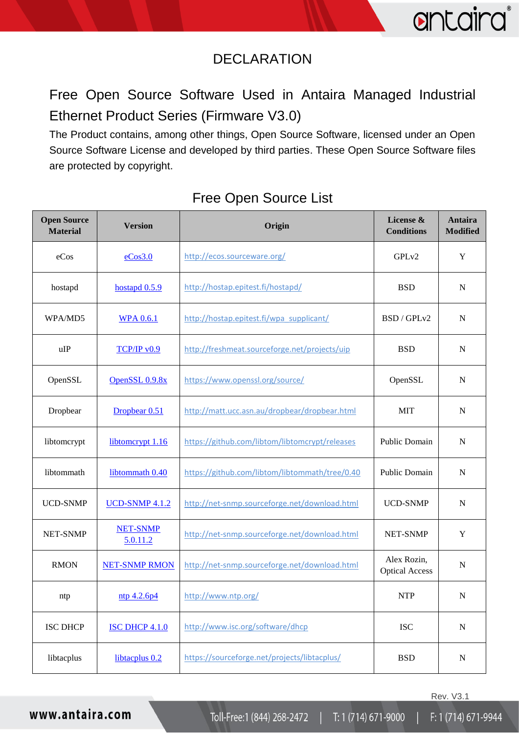# DECLARATION

## Free Open Source Software Used in Antaira Managed Industrial Ethernet Product Series (Firmware V3.0)

The Product contains, among other things, Open Source Software, licensed under an Open Source Software License and developed by third parties. These Open Source Software files are protected by copyright.

### Free Open Source List

| Open Source Material | Version | Origin | License & Conditions | Antaira Modified |
|---|---|---|---|---|
| eCos | eCos3.0 | http://ecos.sourceware.org/ | GPLv2 | Y |
| hostapd | hostapd 0.5.9 | http://hostap.epitest.fi/hostapd/ | BSD | N |
| WPA/MD5 | WPA 0.6.1 | http://hostap.epitest.fi/wpa_supplicant/ | BSD / GPLv2 | N |
| uIP | TCP/IP v0.9 | http://freshmeat.sourceforge.net/projects/uip | BSD | N |
| OpenSSL | OpenSSL 0.9.8x | https://www.openssl.org/source/ | OpenSSL | N |
| Dropbear | Dropbear 0.51 | http://matt.ucc.asn.au/dropbear/dropbear.html | MIT | N |
| libtomcrypt | libtomcrypt 1.16 | https://github.com/libtom/libtomcrypt/releases | Public Domain | N |
| libtommath | libtommath 0.40 | https://github.com/libtom/libtommath/tree/0.40 | Public Domain | N |
| UCD-SNMP | UCD-SNMP 4.1.2 | http://net-snmp.sourceforge.net/download.html | UCD-SNMP | N |
| NET-SNMP | NET-SNMP 5.0.11.2 | http://net-snmp.sourceforge.net/download.html | NET-SNMP | Y |
| RMON | NET-SNMP RMON | http://net-snmp.sourceforge.net/download.html | Alex Rozin, Optical Access | N |
| ntp | ntp 4.2.6p4 | http://www.ntp.org/ | NTP | N |
| ISC DHCP | ISC DHCP 4.1.0 | http://www.isc.org/software/dhcp | ISC | N |
| libtacplus | libtacplus 0.2 | https://sourceforge.net/projects/libtacplus/ | BSD | N |

Rev. V3.1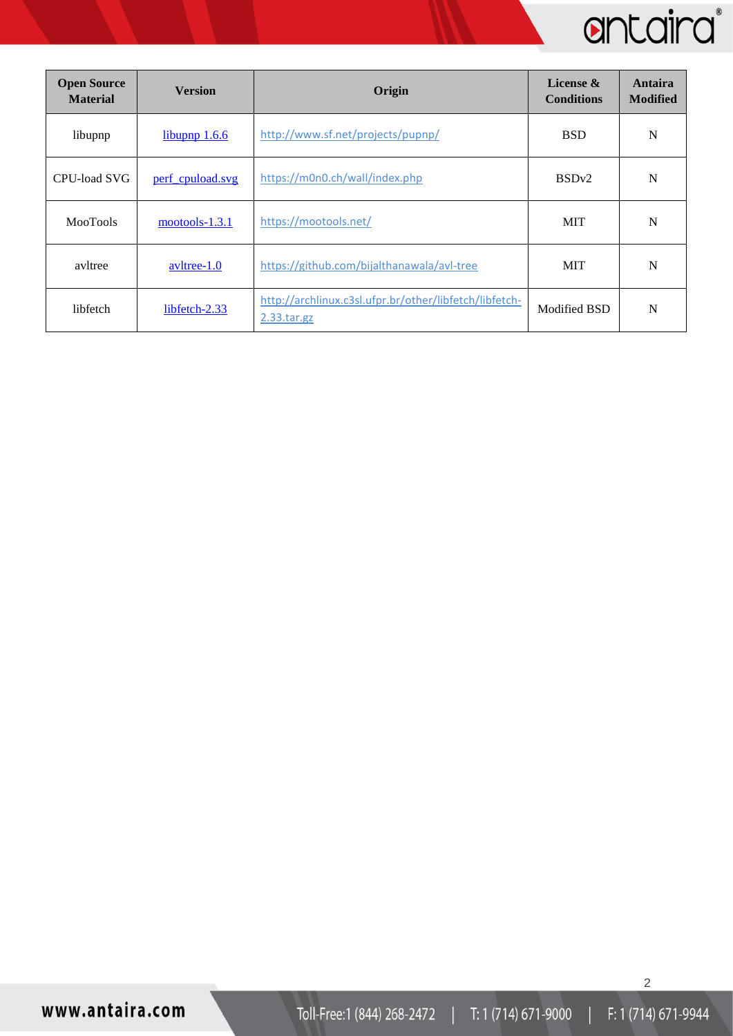| Open Source Material | Version | Origin | License & Conditions | Antaira Modified |
|---|---|---|---|---|
| libupnp | libupnp 1.6.6 | http://www.sf.net/projects/pupnp/ | BSD | N |
| CPU-load SVG | perf_cpuload.svg | https://m0n0.ch/wall/index.php | BSDv2 | N |
| MooTools | mootools-1.3.1 | https://mootools.net/ | MIT | N |
| avltree | avltree-1.0 | https://github.com/bijalthanawala/avl-tree | MIT | N |
| libfetch | libfetch-2.33 | http://archlinux.c3sl.ufpr.br/other/libfetch/libfetch-2.33.tar.gz | Modified BSD | N |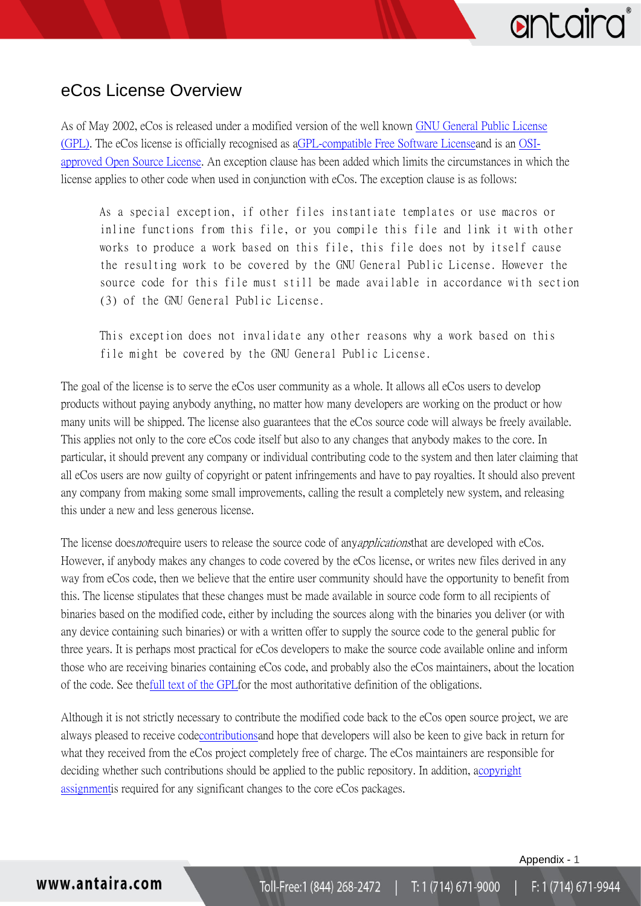## eCos License Overview

As of May 2002, eCos is released under a modified version of the well known GNU General Public License (GPL). The eCos license is officially recognised as a GPL-compatible Free Software License and is an OSI-approved Open Source License. An exception clause has been added which limits the circumstances in which the license applies to other code when used in conjunction with eCos. The exception clause is as follows:

```
As a special exception, if other files instantiate templates or use macros or
inline functions from this file, or you compile this file and link it with other
works to produce a work based on this file, this file does not by itself cause
the resulting work to be covered by the GNU General Public License. However the
source code for this file must still be made available in accordance with section
(3) of the GNU General Public License.

This exception does not invalidate any other reasons why a work based on this
file might be covered by the GNU General Public License.
```

The goal of the license is to serve the eCos user community as a whole. It allows all eCos users to develop products without paying anybody anything, no matter how many developers are working on the product or how many units will be shipped. The license also guarantees that the eCos source code will always be freely available. This applies not only to the core eCos code itself but also to any changes that anybody makes to the core. In particular, it should prevent any company or individual contributing code to the system and then later claiming that all eCos users are now guilty of copyright or patent infringements and have to pay royalties. It should also prevent any company from making some small improvements, calling the result a completely new system, and releasing this under a new and less generous license.

The license does *not* require users to release the source code of any *applications* that are developed with eCos. However, if anybody makes any changes to code covered by the eCos license, or writes new files derived in any way from eCos code, then we believe that the entire user community should have the opportunity to benefit from this. The license stipulates that these changes must be made available in source code form to all recipients of binaries based on the modified code, either by including the sources along with the binaries you deliver (or with any device containing such binaries) or with a written offer to supply the source code to the general public for three years. It is perhaps most practical for eCos developers to make the source code available online and inform those who are receiving binaries containing eCos code, and probably also the eCos maintainers, about the location of the code. See the full text of the GPL for the most authoritative definition of the obligations.

Although it is not strictly necessary to contribute the modified code back to the eCos open source project, we are always pleased to receive code contributions and hope that developers will also be keen to give back in return for what they received from the eCos project completely free of charge. The eCos maintainers are responsible for deciding whether such contributions should be applied to the public repository. In addition, a copyright assignment is required for any significant changes to the core eCos packages.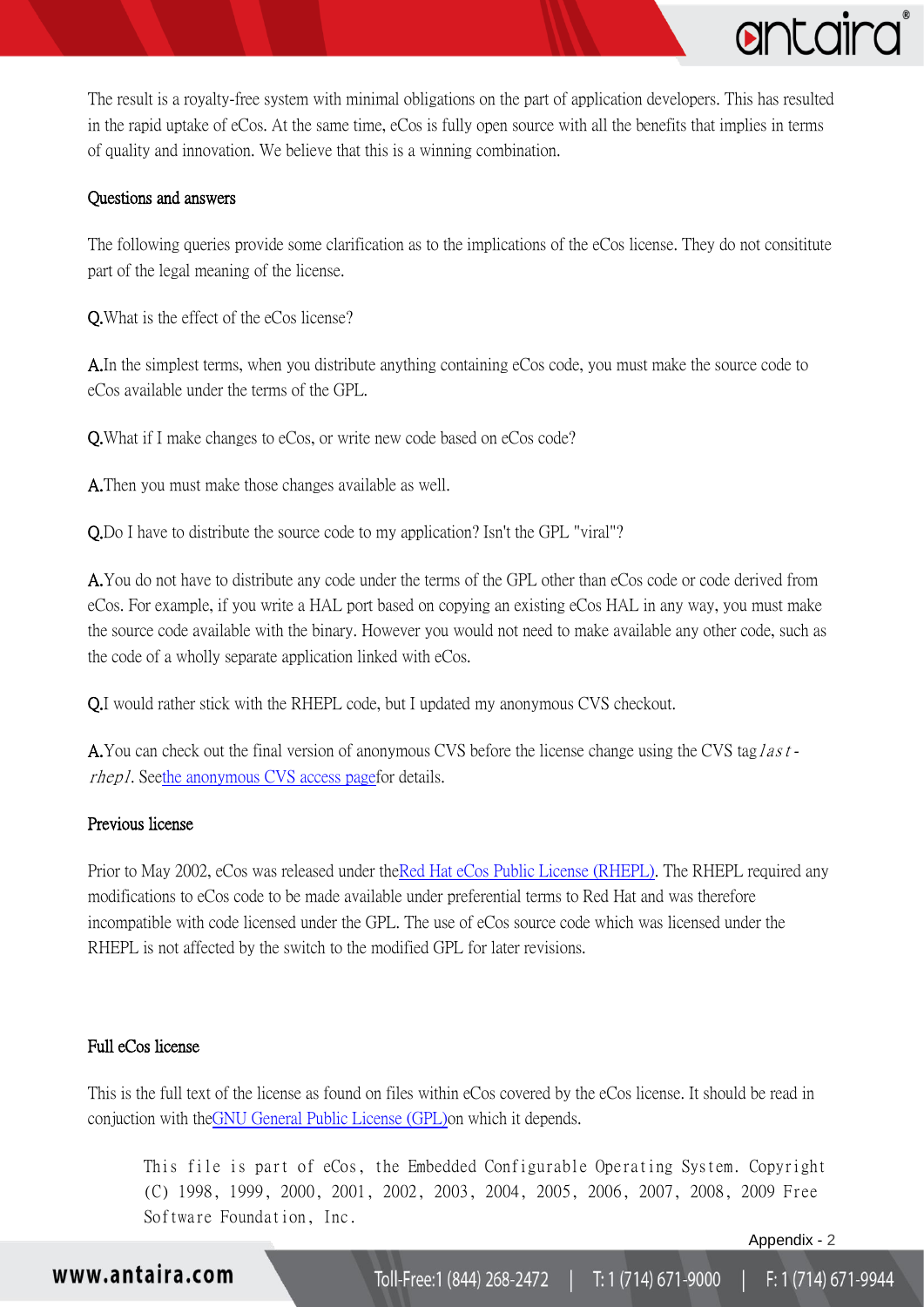The result is a royalty-free system with minimal obligations on the part of application developers. This has resulted in the rapid uptake of eCos. At the same time, eCos is fully open source with all the benefits that implies in terms of quality and innovation. We believe that this is a winning combination.

## Questions and answers

The following queries provide some clarification as to the implications of the eCos license. They do not consititute part of the legal meaning of the license.

**Q.** What is the effect of the eCos license?

**A.** In the simplest terms, when you distribute anything containing eCos code, you must make the source code to eCos available under the terms of the GPL.

**Q.** What if I make changes to eCos, or write new code based on eCos code?

**A.** Then you must make those changes available as well.

**Q.** Do I have to distribute the source code to my application? Isn't the GPL "viral"?

**A.** You do not have to distribute any code under the terms of the GPL other than eCos code or code derived from eCos. For example, if you write a HAL port based on copying an existing eCos HAL in any way, you must make the source code available with the binary. However you would not need to make available any other code, such as the code of a wholly separate application linked with eCos.

**Q.** I would rather stick with the RHEPL code, but I updated my anonymous CVS checkout.

**A.** You can check out the final version of anonymous CVS before the license change using the CVS tag *last-rhepl*. See the anonymous CVS access page for details.

## Previous license

Prior to May 2002, eCos was released under the Red Hat eCos Public License (RHEPL). The RHEPL required any modifications to eCos code to be made available under preferential terms to Red Hat and was therefore incompatible with code licensed under the GPL. The use of eCos source code which was licensed under the RHEPL is not affected by the switch to the modified GPL for later revisions.

## Full eCos license

This is the full text of the license as found on files within eCos covered by the eCos license. It should be read in conjuction with the GNU General Public License (GPL) on which it depends.

> This file is part of eCos, the Embedded Configurable Operating System. Copyright (C) 1998, 1999, 2000, 2001, 2002, 2003, 2004, 2005, 2006, 2007, 2008, 2009 Free Software Foundation, Inc.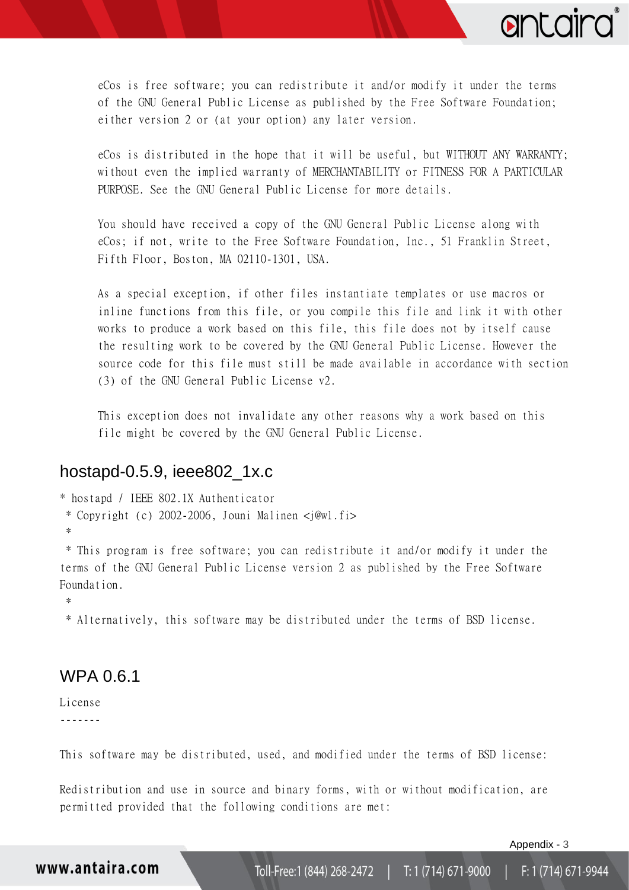eCos is free software; you can redistribute it and/or modify it under the terms of the GNU General Public License as published by the Free Software Foundation; either version 2 or (at your option) any later version.

eCos is distributed in the hope that it will be useful, but WITHOUT ANY WARRANTY; without even the implied warranty of MERCHANTABILITY or FITNESS FOR A PARTICULAR PURPOSE. See the GNU General Public License for more details.

You should have received a copy of the GNU General Public License along with eCos; if not, write to the Free Software Foundation, Inc., 51 Franklin Street, Fifth Floor, Boston, MA 02110-1301, USA.

As a special exception, if other files instantiate templates or use macros or inline functions from this file, or you compile this file and link it with other works to produce a work based on this file, this file does not by itself cause the resulting work to be covered by the GNU General Public License. However the source code for this file must still be made available in accordance with section (3) of the GNU General Public License v2.

This exception does not invalidate any other reasons why a work based on this file might be covered by the GNU General Public License.

## hostapd-0.5.9, ieee802_1x.c

```
* hostapd / IEEE 802.1X Authenticator
 * Copyright (c) 2002-2006, Jouni Malinen <j@w1.fi>
 *
 * This program is free software; you can redistribute it and/or modify it under the
terms of the GNU General Public License version 2 as published by the Free Software
Foundation.
 *
 * Alternatively, this software may be distributed under the terms of BSD license.
```

## WPA 0.6.1

License
-------

This software may be distributed, used, and modified under the terms of BSD license:

Redistribution and use in source and binary forms, with or without modification, are permitted provided that the following conditions are met: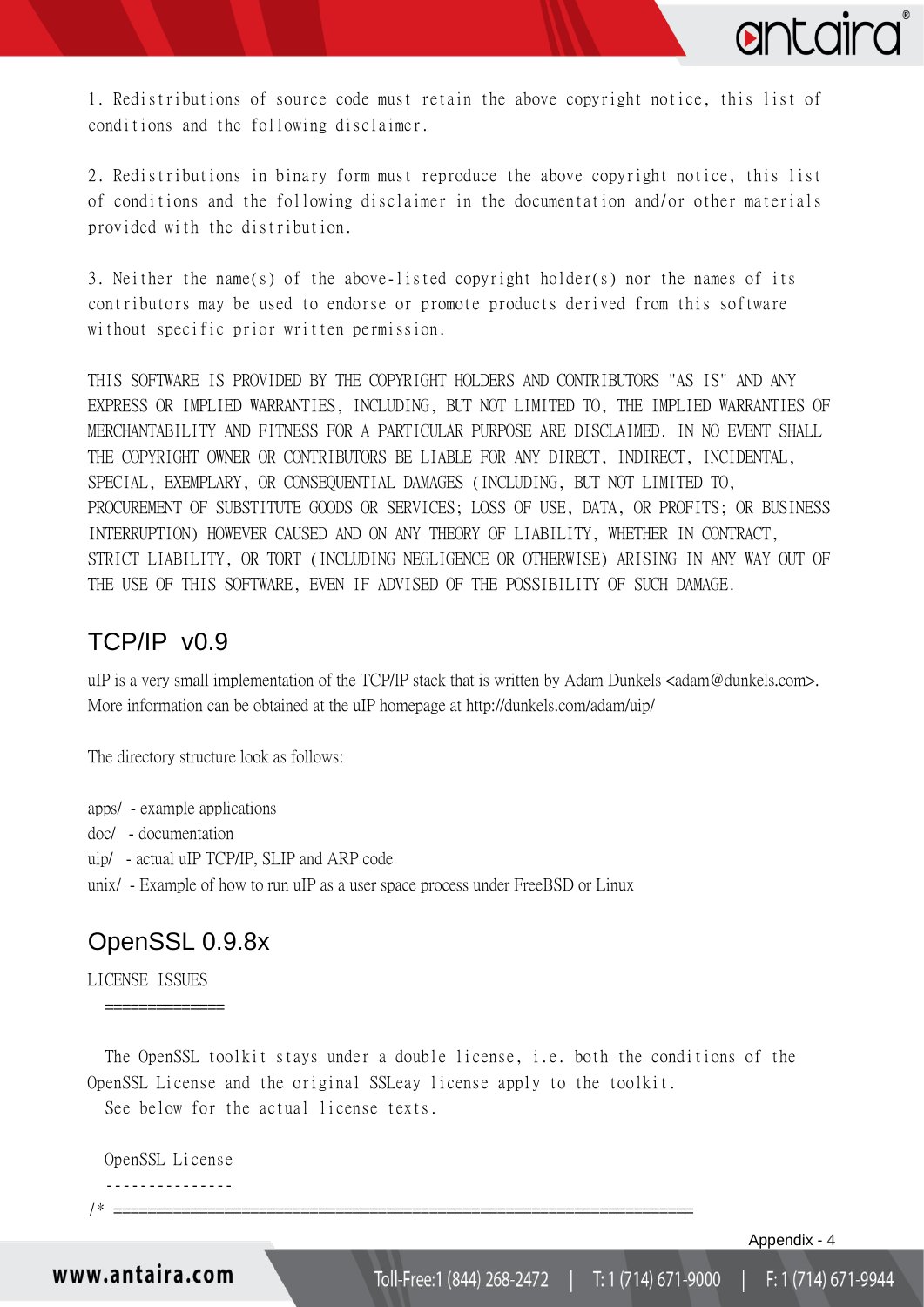1. Redistributions of source code must retain the above copyright notice, this list of conditions and the following disclaimer.

2. Redistributions in binary form must reproduce the above copyright notice, this list of conditions and the following disclaimer in the documentation and/or other materials provided with the distribution.

3. Neither the name(s) of the above-listed copyright holder(s) nor the names of its contributors may be used to endorse or promote products derived from this software without specific prior written permission.

THIS SOFTWARE IS PROVIDED BY THE COPYRIGHT HOLDERS AND CONTRIBUTORS "AS IS" AND ANY EXPRESS OR IMPLIED WARRANTIES, INCLUDING, BUT NOT LIMITED TO, THE IMPLIED WARRANTIES OF MERCHANTABILITY AND FITNESS FOR A PARTICULAR PURPOSE ARE DISCLAIMED. IN NO EVENT SHALL THE COPYRIGHT OWNER OR CONTRIBUTORS BE LIABLE FOR ANY DIRECT, INDIRECT, INCIDENTAL, SPECIAL, EXEMPLARY, OR CONSEQUENTIAL DAMAGES (INCLUDING, BUT NOT LIMITED TO, PROCUREMENT OF SUBSTITUTE GOODS OR SERVICES; LOSS OF USE, DATA, OR PROFITS; OR BUSINESS INTERRUPTION) HOWEVER CAUSED AND ON ANY THEORY OF LIABILITY, WHETHER IN CONTRACT, STRICT LIABILITY, OR TORT (INCLUDING NEGLIGENCE OR OTHERWISE) ARISING IN ANY WAY OUT OF THE USE OF THIS SOFTWARE, EVEN IF ADVISED OF THE POSSIBILITY OF SUCH DAMAGE.

## TCP/IP v0.9

uIP is a very small implementation of the TCP/IP stack that is written by Adam Dunkels <adam@dunkels.com>. More information can be obtained at the uIP homepage at http://dunkels.com/adam/uip/

The directory structure look as follows:

apps/ - example applications
doc/ - documentation
uip/ - actual uIP TCP/IP, SLIP and ARP code
unix/ - Example of how to run uIP as a user space process under FreeBSD or Linux

## OpenSSL 0.9.8x

LICENSE ISSUES
==============

The OpenSSL toolkit stays under a double license, i.e. both the conditions of the OpenSSL License and the original SSLeay license apply to the toolkit.
See below for the actual license texts.

OpenSSL License
---------------

/* ====================================================================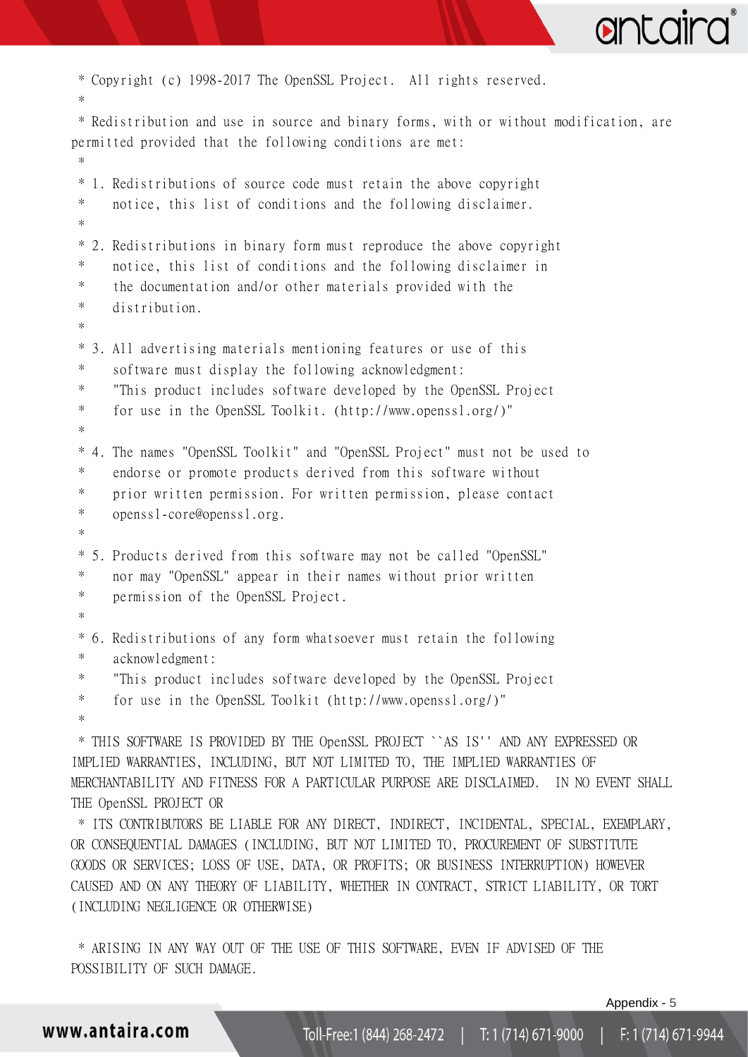\* Copyright (c) 1998-2017 The OpenSSL Project.  All rights reserved.

\*

\* Redistribution and use in source and binary forms, with or without modification, are permitted provided that the following conditions are met:

\*

\* 1. Redistributions of source code must retain the above copyright
\*    notice, this list of conditions and the following disclaimer.

\*

\* 2. Redistributions in binary form must reproduce the above copyright
\*    notice, this list of conditions and the following disclaimer in
\*    the documentation and/or other materials provided with the
\*    distribution.

\*

\* 3. All advertising materials mentioning features or use of this
\*    software must display the following acknowledgment:
\*    "This product includes software developed by the OpenSSL Project
\*    for use in the OpenSSL Toolkit. (http://www.openssl.org/)"

\*

\* 4. The names "OpenSSL Toolkit" and "OpenSSL Project" must not be used to
\*    endorse or promote products derived from this software without
\*    prior written permission. For written permission, please contact
\*    openssl-core@openssl.org.

\*

\* 5. Products derived from this software may not be called "OpenSSL"
\*    nor may "OpenSSL" appear in their names without prior written
\*    permission of the OpenSSL Project.

\*

\* 6. Redistributions of any form whatsoever must retain the following
\*    acknowledgment:
\*    "This product includes software developed by the OpenSSL Project
\*    for use in the OpenSSL Toolkit (http://www.openssl.org/)"

\*

\* THIS SOFTWARE IS PROVIDED BY THE OpenSSL PROJECT ``AS IS'' AND ANY EXPRESSED OR IMPLIED WARRANTIES, INCLUDING, BUT NOT LIMITED TO, THE IMPLIED WARRANTIES OF MERCHANTABILITY AND FITNESS FOR A PARTICULAR PURPOSE ARE DISCLAIMED.  IN NO EVENT SHALL THE OpenSSL PROJECT OR

\* ITS CONTRIBUTORS BE LIABLE FOR ANY DIRECT, INDIRECT, INCIDENTAL, SPECIAL, EXEMPLARY, OR CONSEQUENTIAL DAMAGES (INCLUDING, BUT NOT LIMITED TO, PROCUREMENT OF SUBSTITUTE GOODS OR SERVICES; LOSS OF USE, DATA, OR PROFITS; OR BUSINESS INTERRUPTION) HOWEVER CAUSED AND ON ANY THEORY OF LIABILITY, WHETHER IN CONTRACT, STRICT LIABILITY, OR TORT (INCLUDING NEGLIGENCE OR OTHERWISE)

\* ARISING IN ANY WAY OUT OF THE USE OF THIS SOFTWARE, EVEN IF ADVISED OF THE POSSIBILITY OF SUCH DAMAGE.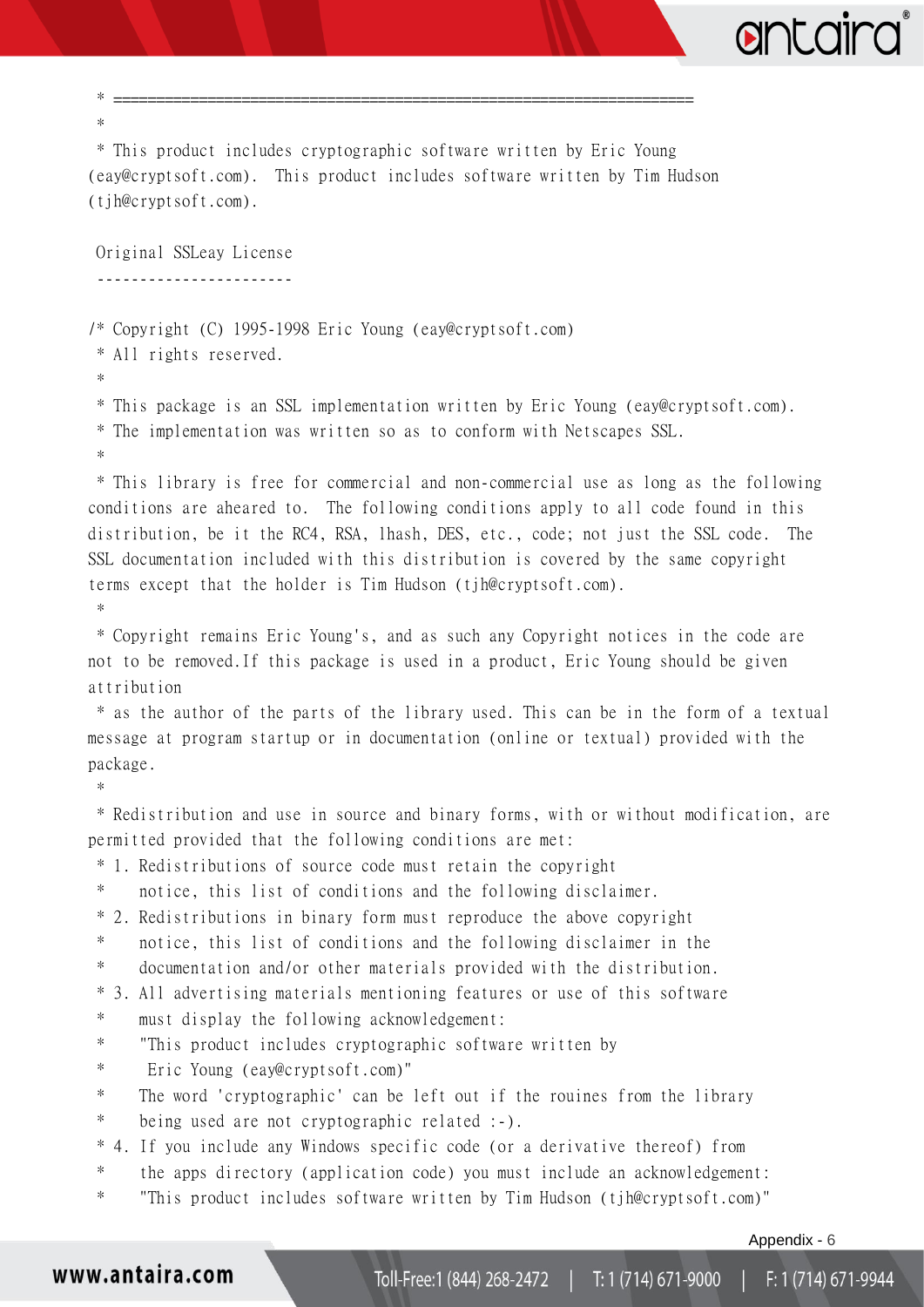```
 * ====================================================================
 *
 * This product includes cryptographic software written by Eric Young
(eay@cryptsoft.com).  This product includes software written by Tim Hudson
(tjh@cryptsoft.com).

 Original SSLeay License
 -----------------------

/* Copyright (C) 1995-1998 Eric Young (eay@cryptsoft.com)
 * All rights reserved.
 *
 * This package is an SSL implementation written by Eric Young (eay@cryptsoft.com).
 * The implementation was written so as to conform with Netscapes SSL.
 *
 * This library is free for commercial and non-commercial use as long as the following
conditions are aheared to.  The following conditions apply to all code found in this
distribution, be it the RC4, RSA, lhash, DES, etc., code; not just the SSL code.  The
SSL documentation included with this distribution is covered by the same copyright
terms except that the holder is Tim Hudson (tjh@cryptsoft.com).
 *
 * Copyright remains Eric Young's, and as such any Copyright notices in the code are
not to be removed.If this package is used in a product, Eric Young should be given
attribution
 * as the author of the parts of the library used. This can be in the form of a textual
message at program startup or in documentation (online or textual) provided with the
package.
 *
 * Redistribution and use in source and binary forms, with or without modification, are
permitted provided that the following conditions are met:
 * 1. Redistributions of source code must retain the copyright
 *    notice, this list of conditions and the following disclaimer.
 * 2. Redistributions in binary form must reproduce the above copyright
 *    notice, this list of conditions and the following disclaimer in the
 *    documentation and/or other materials provided with the distribution.
 * 3. All advertising materials mentioning features or use of this software
 *    must display the following acknowledgement:
 *    "This product includes cryptographic software written by
 *     Eric Young (eay@cryptsoft.com)"
 *    The word 'cryptographic' can be left out if the rouines from the library
 *    being used are not cryptographic related :-).
 * 4. If you include any Windows specific code (or a derivative thereof) from
 *    the apps directory (application code) you must include an acknowledgement:
 *    "This product includes software written by Tim Hudson (tjh@cryptsoft.com)"
```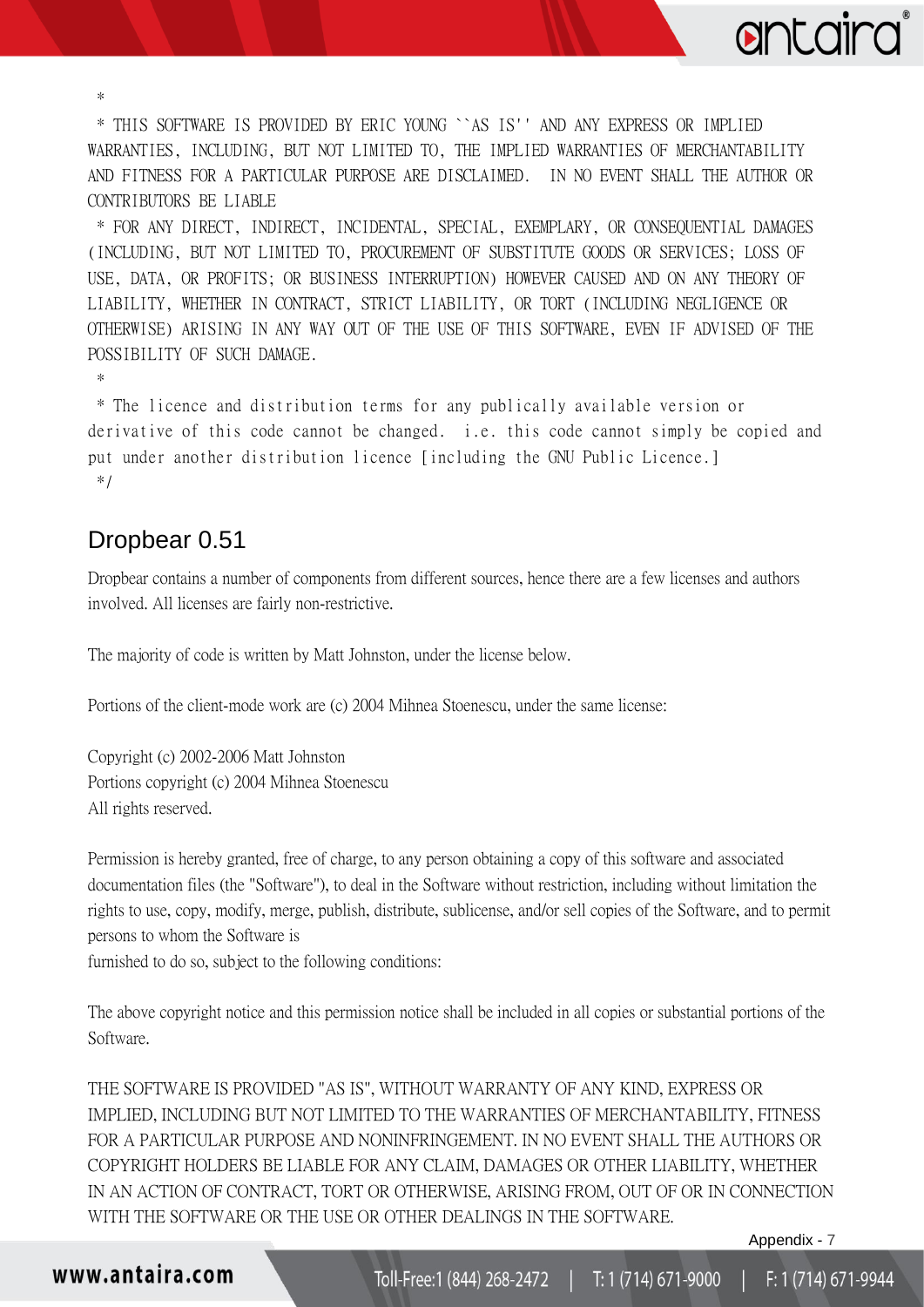*

* THIS SOFTWARE IS PROVIDED BY ERIC YOUNG ``AS IS'' AND ANY EXPRESS OR IMPLIED WARRANTIES, INCLUDING, BUT NOT LIMITED TO, THE IMPLIED WARRANTIES OF MERCHANTABILITY AND FITNESS FOR A PARTICULAR PURPOSE ARE DISCLAIMED. IN NO EVENT SHALL THE AUTHOR OR CONTRIBUTORS BE LIABLE

* FOR ANY DIRECT, INDIRECT, INCIDENTAL, SPECIAL, EXEMPLARY, OR CONSEQUENTIAL DAMAGES (INCLUDING, BUT NOT LIMITED TO, PROCUREMENT OF SUBSTITUTE GOODS OR SERVICES; LOSS OF USE, DATA, OR PROFITS; OR BUSINESS INTERRUPTION) HOWEVER CAUSED AND ON ANY THEORY OF LIABILITY, WHETHER IN CONTRACT, STRICT LIABILITY, OR TORT (INCLUDING NEGLIGENCE OR OTHERWISE) ARISING IN ANY WAY OUT OF THE USE OF THIS SOFTWARE, EVEN IF ADVISED OF THE POSSIBILITY OF SUCH DAMAGE.

*

* The licence and distribution terms for any publically available version or derivative of this code cannot be changed. i.e. this code cannot simply be copied and put under another distribution licence [including the GNU Public Licence.]

*/

## Dropbear 0.51

Dropbear contains a number of components from different sources, hence there are a few licenses and authors involved. All licenses are fairly non-restrictive.

The majority of code is written by Matt Johnston, under the license below.

Portions of the client-mode work are (c) 2004 Mihnea Stoenescu, under the same license:

Copyright (c) 2002-2006 Matt Johnston
Portions copyright (c) 2004 Mihnea Stoenescu
All rights reserved.

Permission is hereby granted, free of charge, to any person obtaining a copy of this software and associated documentation files (the "Software"), to deal in the Software without restriction, including without limitation the rights to use, copy, modify, merge, publish, distribute, sublicense, and/or sell copies of the Software, and to permit persons to whom the Software is
furnished to do so, subject to the following conditions:

The above copyright notice and this permission notice shall be included in all copies or substantial portions of the Software.

THE SOFTWARE IS PROVIDED "AS IS", WITHOUT WARRANTY OF ANY KIND, EXPRESS OR IMPLIED, INCLUDING BUT NOT LIMITED TO THE WARRANTIES OF MERCHANTABILITY, FITNESS FOR A PARTICULAR PURPOSE AND NONINFRINGEMENT. IN NO EVENT SHALL THE AUTHORS OR COPYRIGHT HOLDERS BE LIABLE FOR ANY CLAIM, DAMAGES OR OTHER LIABILITY, WHETHER IN AN ACTION OF CONTRACT, TORT OR OTHERWISE, ARISING FROM, OUT OF OR IN CONNECTION WITH THE SOFTWARE OR THE USE OR OTHER DEALINGS IN THE SOFTWARE.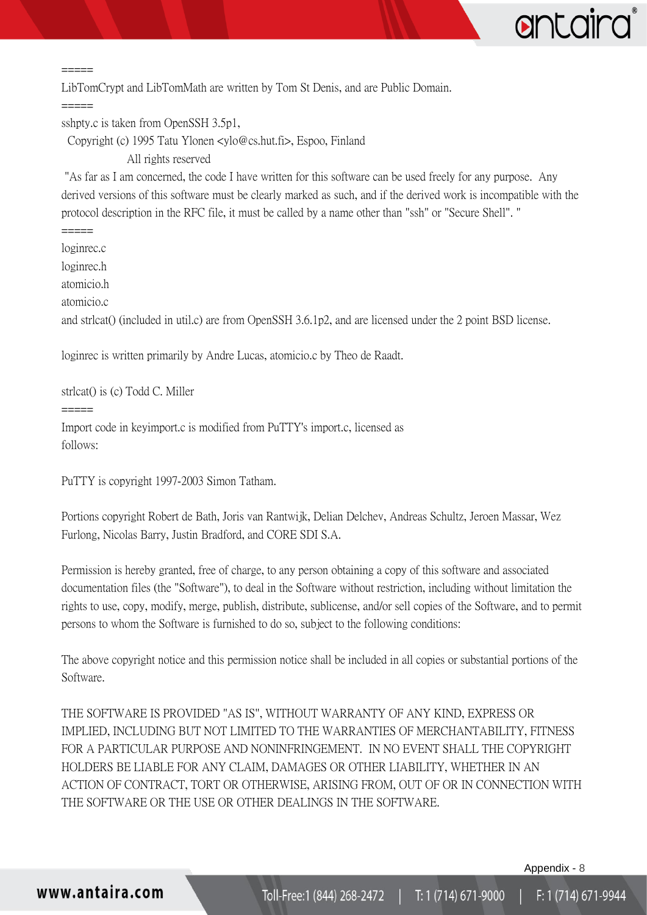=====

LibTomCrypt and LibTomMath are written by Tom St Denis, and are Public Domain.

=====

sshpty.c is taken from OpenSSH 3.5p1,

Copyright (c) 1995 Tatu Ylonen <ylo@cs.hut.fi>, Espoo, Finland

All rights reserved

"As far as I am concerned, the code I have written for this software can be used freely for any purpose. Any derived versions of this software must be clearly marked as such, and if the derived work is incompatible with the protocol description in the RFC file, it must be called by a name other than "ssh" or "Secure Shell". "

=====

loginrec.c

loginrec.h

atomicio.h

atomicio.c

and strlcat() (included in util.c) are from OpenSSH 3.6.1p2, and are licensed under the 2 point BSD license.

loginrec is written primarily by Andre Lucas, atomicio.c by Theo de Raadt.

strlcat() is (c) Todd C. Miller

=====

Import code in keyimport.c is modified from PuTTY's import.c, licensed as follows:

PuTTY is copyright 1997-2003 Simon Tatham.

Portions copyright Robert de Bath, Joris van Rantwijk, Delian Delchev, Andreas Schultz, Jeroen Massar, Wez Furlong, Nicolas Barry, Justin Bradford, and CORE SDI S.A.

Permission is hereby granted, free of charge, to any person obtaining a copy of this software and associated documentation files (the "Software"), to deal in the Software without restriction, including without limitation the rights to use, copy, modify, merge, publish, distribute, sublicense, and/or sell copies of the Software, and to permit persons to whom the Software is furnished to do so, subject to the following conditions:

The above copyright notice and this permission notice shall be included in all copies or substantial portions of the Software.

THE SOFTWARE IS PROVIDED "AS IS", WITHOUT WARRANTY OF ANY KIND, EXPRESS OR IMPLIED, INCLUDING BUT NOT LIMITED TO THE WARRANTIES OF MERCHANTABILITY, FITNESS FOR A PARTICULAR PURPOSE AND NONINFRINGEMENT. IN NO EVENT SHALL THE COPYRIGHT HOLDERS BE LIABLE FOR ANY CLAIM, DAMAGES OR OTHER LIABILITY, WHETHER IN AN ACTION OF CONTRACT, TORT OR OTHERWISE, ARISING FROM, OUT OF OR IN CONNECTION WITH THE SOFTWARE OR THE USE OR OTHER DEALINGS IN THE SOFTWARE.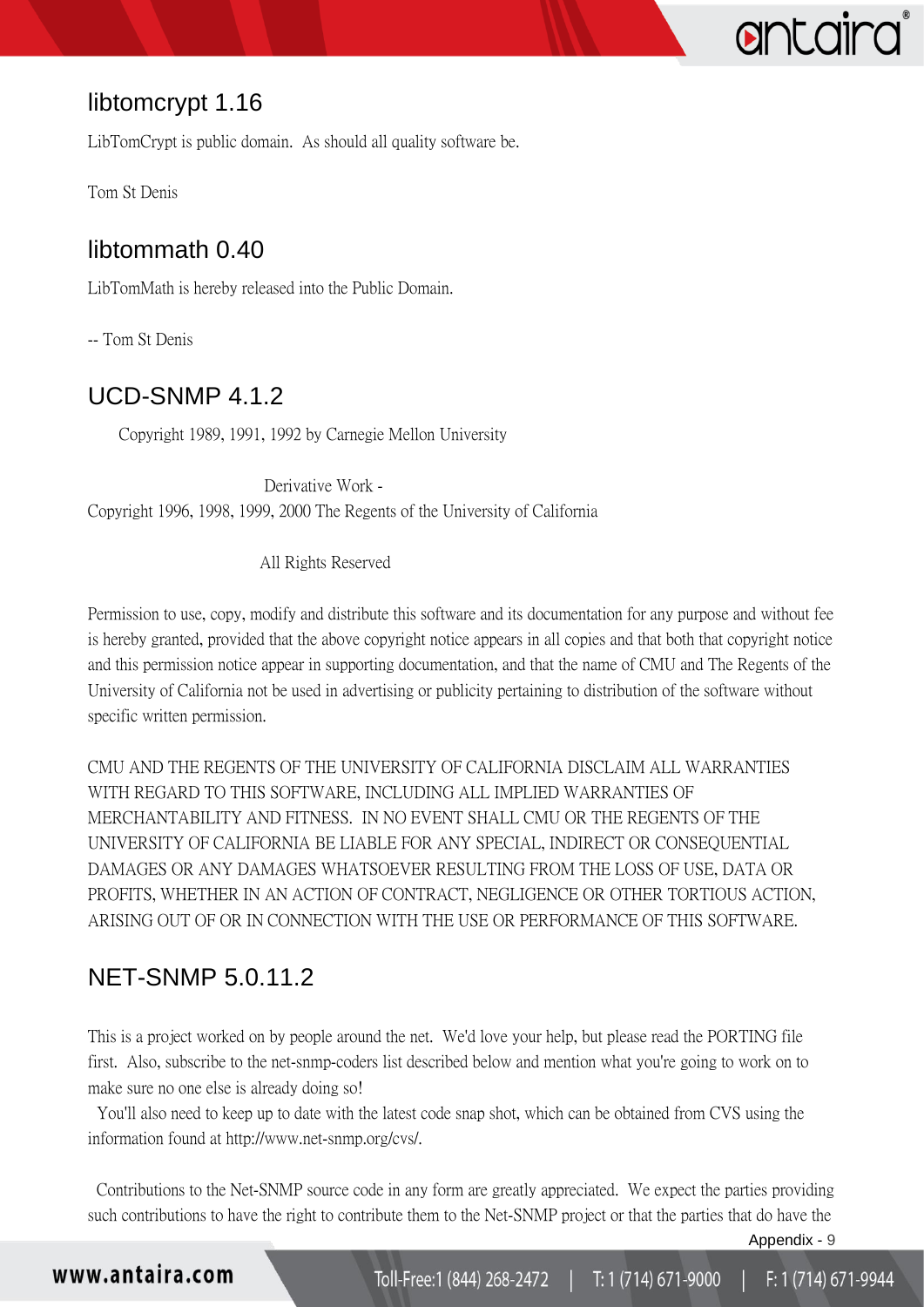## libtomcrypt 1.16

LibTomCrypt is public domain. As should all quality software be.

Tom St Denis

## libtommath 0.40

LibTomMath is hereby released into the Public Domain.

-- Tom St Denis

## UCD-SNMP 4.1.2

Copyright 1989, 1991, 1992 by Carnegie Mellon University

Derivative Work -
Copyright 1996, 1998, 1999, 2000 The Regents of the University of California

All Rights Reserved

Permission to use, copy, modify and distribute this software and its documentation for any purpose and without fee is hereby granted, provided that the above copyright notice appears in all copies and that both that copyright notice and this permission notice appear in supporting documentation, and that the name of CMU and The Regents of the University of California not be used in advertising or publicity pertaining to distribution of the software without specific written permission.

CMU AND THE REGENTS OF THE UNIVERSITY OF CALIFORNIA DISCLAIM ALL WARRANTIES WITH REGARD TO THIS SOFTWARE, INCLUDING ALL IMPLIED WARRANTIES OF MERCHANTABILITY AND FITNESS. IN NO EVENT SHALL CMU OR THE REGENTS OF THE UNIVERSITY OF CALIFORNIA BE LIABLE FOR ANY SPECIAL, INDIRECT OR CONSEQUENTIAL DAMAGES OR ANY DAMAGES WHATSOEVER RESULTING FROM THE LOSS OF USE, DATA OR PROFITS, WHETHER IN AN ACTION OF CONTRACT, NEGLIGENCE OR OTHER TORTIOUS ACTION, ARISING OUT OF OR IN CONNECTION WITH THE USE OR PERFORMANCE OF THIS SOFTWARE.

## NET-SNMP 5.0.11.2

This is a project worked on by people around the net. We'd love your help, but please read the PORTING file first. Also, subscribe to the net-snmp-coders list described below and mention what you're going to work on to make sure no one else is already doing so!
You'll also need to keep up to date with the latest code snap shot, which can be obtained from CVS using the information found at http://www.net-snmp.org/cvs/.

Contributions to the Net-SNMP source code in any form are greatly appreciated. We expect the parties providing such contributions to have the right to contribute them to the Net-SNMP project or that the parties that do have the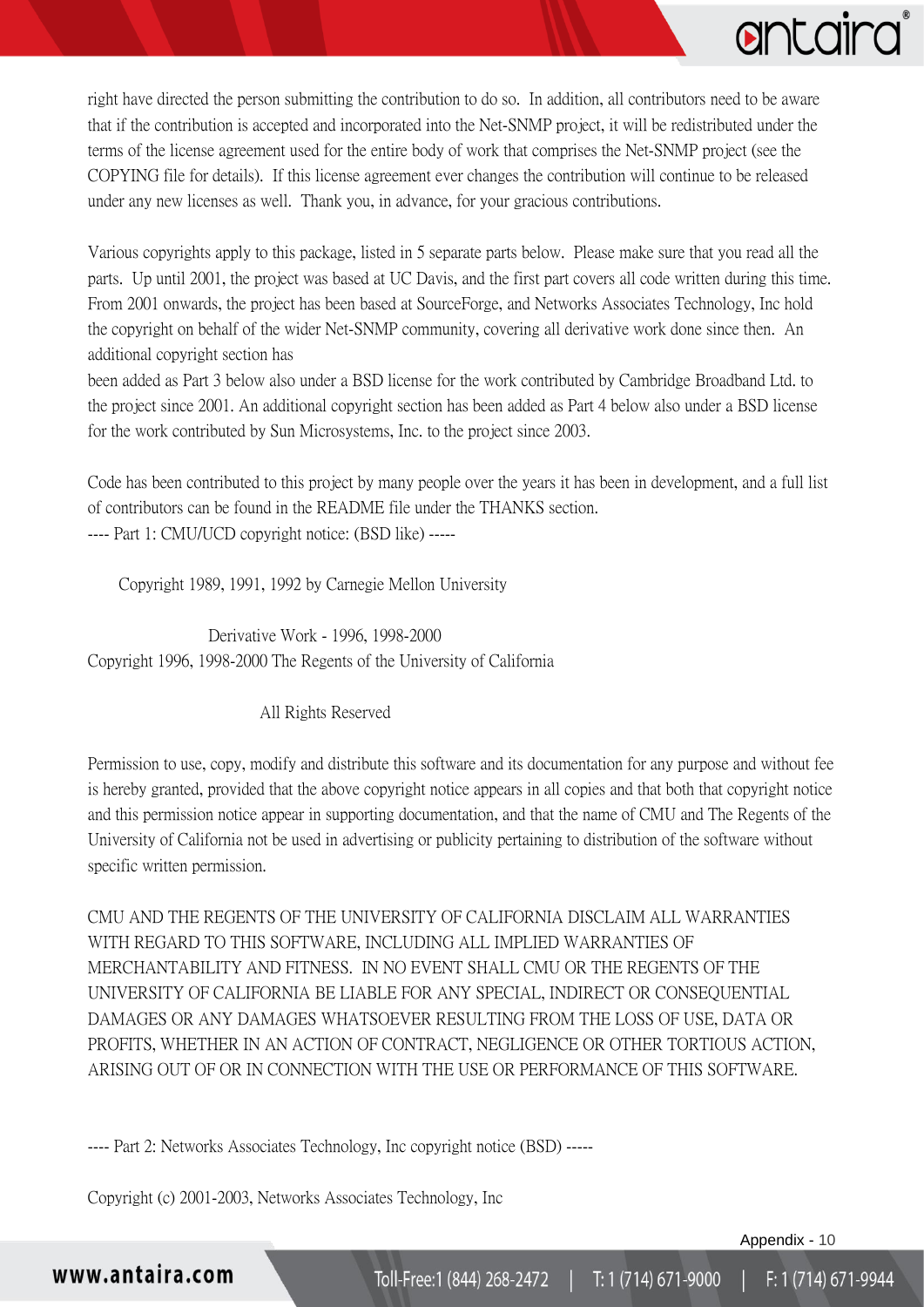right have directed the person submitting the contribution to do so. In addition, all contributors need to be aware that if the contribution is accepted and incorporated into the Net-SNMP project, it will be redistributed under the terms of the license agreement used for the entire body of work that comprises the Net-SNMP project (see the COPYING file for details). If this license agreement ever changes the contribution will continue to be released under any new licenses as well. Thank you, in advance, for your gracious contributions.

Various copyrights apply to this package, listed in 5 separate parts below. Please make sure that you read all the parts. Up until 2001, the project was based at UC Davis, and the first part covers all code written during this time. From 2001 onwards, the project has been based at SourceForge, and Networks Associates Technology, Inc hold the copyright on behalf of the wider Net-SNMP community, covering all derivative work done since then. An additional copyright section has
been added as Part 3 below also under a BSD license for the work contributed by Cambridge Broadband Ltd. to the project since 2001. An additional copyright section has been added as Part 4 below also under a BSD license for the work contributed by Sun Microsystems, Inc. to the project since 2003.

Code has been contributed to this project by many people over the years it has been in development, and a full list of contributors can be found in the README file under the THANKS section.
---- Part 1: CMU/UCD copyright notice: (BSD like) -----

Copyright 1989, 1991, 1992 by Carnegie Mellon University

Derivative Work - 1996, 1998-2000
Copyright 1996, 1998-2000 The Regents of the University of California

All Rights Reserved

Permission to use, copy, modify and distribute this software and its documentation for any purpose and without fee is hereby granted, provided that the above copyright notice appears in all copies and that both that copyright notice and this permission notice appear in supporting documentation, and that the name of CMU and The Regents of the University of California not be used in advertising or publicity pertaining to distribution of the software without specific written permission.

CMU AND THE REGENTS OF THE UNIVERSITY OF CALIFORNIA DISCLAIM ALL WARRANTIES WITH REGARD TO THIS SOFTWARE, INCLUDING ALL IMPLIED WARRANTIES OF MERCHANTABILITY AND FITNESS. IN NO EVENT SHALL CMU OR THE REGENTS OF THE UNIVERSITY OF CALIFORNIA BE LIABLE FOR ANY SPECIAL, INDIRECT OR CONSEQUENTIAL DAMAGES OR ANY DAMAGES WHATSOEVER RESULTING FROM THE LOSS OF USE, DATA OR PROFITS, WHETHER IN AN ACTION OF CONTRACT, NEGLIGENCE OR OTHER TORTIOUS ACTION, ARISING OUT OF OR IN CONNECTION WITH THE USE OR PERFORMANCE OF THIS SOFTWARE.

---- Part 2: Networks Associates Technology, Inc copyright notice (BSD) -----

Copyright (c) 2001-2003, Networks Associates Technology, Inc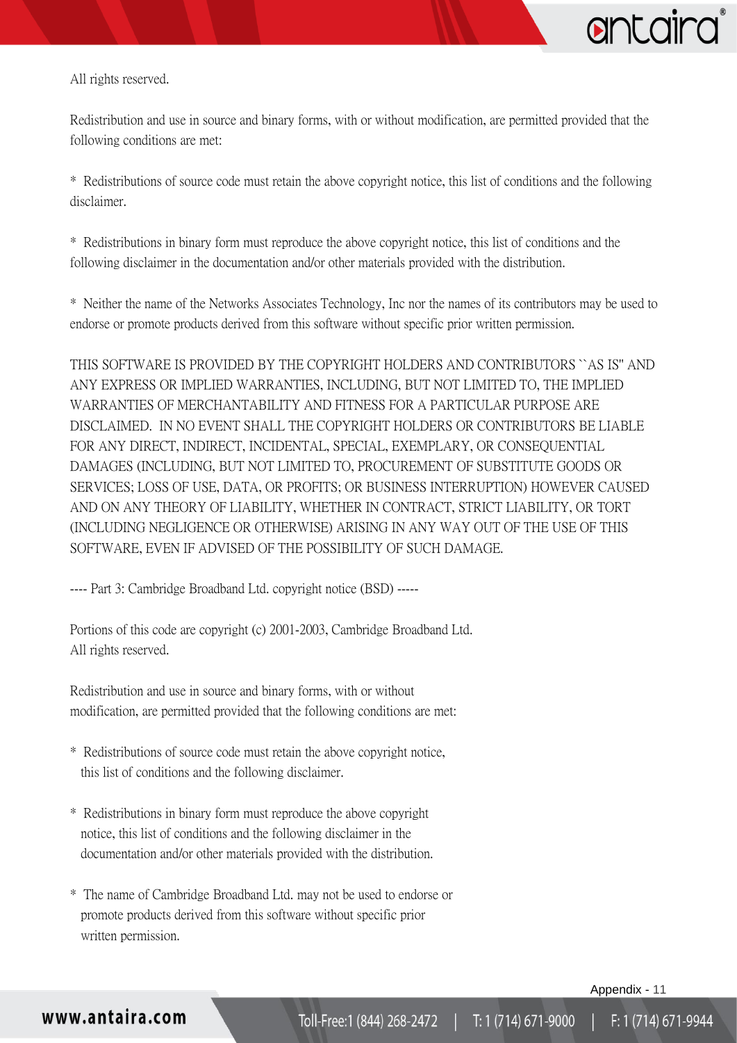All rights reserved.

Redistribution and use in source and binary forms, with or without modification, are permitted provided that the following conditions are met:

* Redistributions of source code must retain the above copyright notice, this list of conditions and the following disclaimer.

* Redistributions in binary form must reproduce the above copyright notice, this list of conditions and the following disclaimer in the documentation and/or other materials provided with the distribution.

* Neither the name of the Networks Associates Technology, Inc nor the names of its contributors may be used to endorse or promote products derived from this software without specific prior written permission.

THIS SOFTWARE IS PROVIDED BY THE COPYRIGHT HOLDERS AND CONTRIBUTORS ``AS IS'' AND ANY EXPRESS OR IMPLIED WARRANTIES, INCLUDING, BUT NOT LIMITED TO, THE IMPLIED WARRANTIES OF MERCHANTABILITY AND FITNESS FOR A PARTICULAR PURPOSE ARE DISCLAIMED. IN NO EVENT SHALL THE COPYRIGHT HOLDERS OR CONTRIBUTORS BE LIABLE FOR ANY DIRECT, INDIRECT, INCIDENTAL, SPECIAL, EXEMPLARY, OR CONSEQUENTIAL DAMAGES (INCLUDING, BUT NOT LIMITED TO, PROCUREMENT OF SUBSTITUTE GOODS OR SERVICES; LOSS OF USE, DATA, OR PROFITS; OR BUSINESS INTERRUPTION) HOWEVER CAUSED AND ON ANY THEORY OF LIABILITY, WHETHER IN CONTRACT, STRICT LIABILITY, OR TORT (INCLUDING NEGLIGENCE OR OTHERWISE) ARISING IN ANY WAY OUT OF THE USE OF THIS SOFTWARE, EVEN IF ADVISED OF THE POSSIBILITY OF SUCH DAMAGE.

---- Part 3: Cambridge Broadband Ltd. copyright notice (BSD) -----

Portions of this code are copyright (c) 2001-2003, Cambridge Broadband Ltd.
All rights reserved.

Redistribution and use in source and binary forms, with or without modification, are permitted provided that the following conditions are met:

* Redistributions of source code must retain the above copyright notice, this list of conditions and the following disclaimer.

* Redistributions in binary form must reproduce the above copyright notice, this list of conditions and the following disclaimer in the documentation and/or other materials provided with the distribution.

* The name of Cambridge Broadband Ltd. may not be used to endorse or promote products derived from this software without specific prior written permission.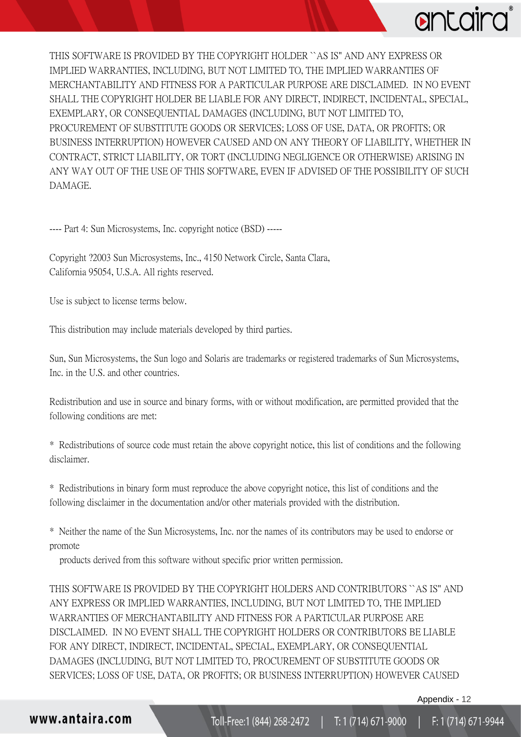THIS SOFTWARE IS PROVIDED BY THE COPYRIGHT HOLDER ``AS IS'' AND ANY EXPRESS OR IMPLIED WARRANTIES, INCLUDING, BUT NOT LIMITED TO, THE IMPLIED WARRANTIES OF MERCHANTABILITY AND FITNESS FOR A PARTICULAR PURPOSE ARE DISCLAIMED. IN NO EVENT SHALL THE COPYRIGHT HOLDER BE LIABLE FOR ANY DIRECT, INDIRECT, INCIDENTAL, SPECIAL, EXEMPLARY, OR CONSEQUENTIAL DAMAGES (INCLUDING, BUT NOT LIMITED TO, PROCUREMENT OF SUBSTITUTE GOODS OR SERVICES; LOSS OF USE, DATA, OR PROFITS; OR BUSINESS INTERRUPTION) HOWEVER CAUSED AND ON ANY THEORY OF LIABILITY, WHETHER IN CONTRACT, STRICT LIABILITY, OR TORT (INCLUDING NEGLIGENCE OR OTHERWISE) ARISING IN ANY WAY OUT OF THE USE OF THIS SOFTWARE, EVEN IF ADVISED OF THE POSSIBILITY OF SUCH DAMAGE.

---- Part 4: Sun Microsystems, Inc. copyright notice (BSD) -----

Copyright ?2003 Sun Microsystems, Inc., 4150 Network Circle, Santa Clara, California 95054, U.S.A. All rights reserved.

Use is subject to license terms below.

This distribution may include materials developed by third parties.

Sun, Sun Microsystems, the Sun logo and Solaris are trademarks or registered trademarks of Sun Microsystems, Inc. in the U.S. and other countries.

Redistribution and use in source and binary forms, with or without modification, are permitted provided that the following conditions are met:

* Redistributions of source code must retain the above copyright notice, this list of conditions and the following disclaimer.

* Redistributions in binary form must reproduce the above copyright notice, this list of conditions and the following disclaimer in the documentation and/or other materials provided with the distribution.

* Neither the name of the Sun Microsystems, Inc. nor the names of its contributors may be used to endorse or promote products derived from this software without specific prior written permission.

THIS SOFTWARE IS PROVIDED BY THE COPYRIGHT HOLDERS AND CONTRIBUTORS ``AS IS'' AND ANY EXPRESS OR IMPLIED WARRANTIES, INCLUDING, BUT NOT LIMITED TO, THE IMPLIED WARRANTIES OF MERCHANTABILITY AND FITNESS FOR A PARTICULAR PURPOSE ARE DISCLAIMED. IN NO EVENT SHALL THE COPYRIGHT HOLDERS OR CONTRIBUTORS BE LIABLE FOR ANY DIRECT, INDIRECT, INCIDENTAL, SPECIAL, EXEMPLARY, OR CONSEQUENTIAL DAMAGES (INCLUDING, BUT NOT LIMITED TO, PROCUREMENT OF SUBSTITUTE GOODS OR SERVICES; LOSS OF USE, DATA, OR PROFITS; OR BUSINESS INTERRUPTION) HOWEVER CAUSED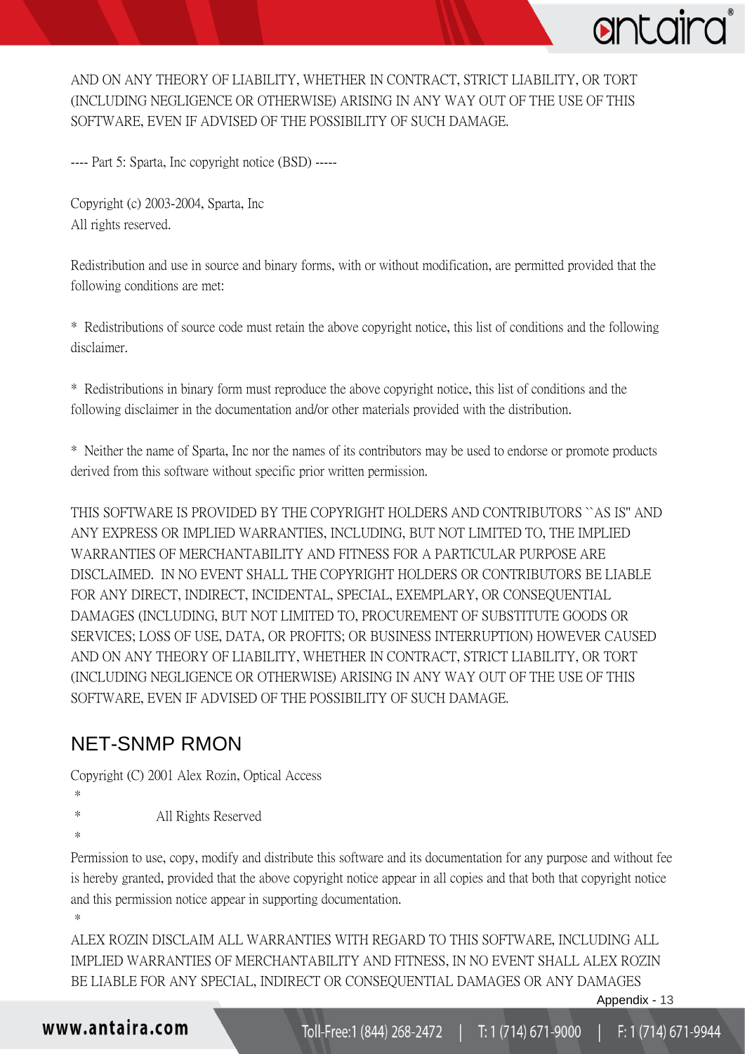AND ON ANY THEORY OF LIABILITY, WHETHER IN CONTRACT, STRICT LIABILITY, OR TORT (INCLUDING NEGLIGENCE OR OTHERWISE) ARISING IN ANY WAY OUT OF THE USE OF THIS SOFTWARE, EVEN IF ADVISED OF THE POSSIBILITY OF SUCH DAMAGE.

---- Part 5: Sparta, Inc copyright notice (BSD) -----

Copyright (c) 2003-2004, Sparta, Inc
All rights reserved.

Redistribution and use in source and binary forms, with or without modification, are permitted provided that the following conditions are met:

* Redistributions of source code must retain the above copyright notice, this list of conditions and the following disclaimer.

* Redistributions in binary form must reproduce the above copyright notice, this list of conditions and the following disclaimer in the documentation and/or other materials provided with the distribution.

* Neither the name of Sparta, Inc nor the names of its contributors may be used to endorse or promote products derived from this software without specific prior written permission.

THIS SOFTWARE IS PROVIDED BY THE COPYRIGHT HOLDERS AND CONTRIBUTORS ``AS IS'' AND ANY EXPRESS OR IMPLIED WARRANTIES, INCLUDING, BUT NOT LIMITED TO, THE IMPLIED WARRANTIES OF MERCHANTABILITY AND FITNESS FOR A PARTICULAR PURPOSE ARE DISCLAIMED. IN NO EVENT SHALL THE COPYRIGHT HOLDERS OR CONTRIBUTORS BE LIABLE FOR ANY DIRECT, INDIRECT, INCIDENTAL, SPECIAL, EXEMPLARY, OR CONSEQUENTIAL DAMAGES (INCLUDING, BUT NOT LIMITED TO, PROCUREMENT OF SUBSTITUTE GOODS OR SERVICES; LOSS OF USE, DATA, OR PROFITS; OR BUSINESS INTERRUPTION) HOWEVER CAUSED AND ON ANY THEORY OF LIABILITY, WHETHER IN CONTRACT, STRICT LIABILITY, OR TORT (INCLUDING NEGLIGENCE OR OTHERWISE) ARISING IN ANY WAY OUT OF THE USE OF THIS SOFTWARE, EVEN IF ADVISED OF THE POSSIBILITY OF SUCH DAMAGE.

## NET-SNMP RMON

Copyright (C) 2001 Alex Rozin, Optical Access
 *
 *                    All Rights Reserved
 *

Permission to use, copy, modify and distribute this software and its documentation for any purpose and without fee is hereby granted, provided that the above copyright notice appear in all copies and that both that copyright notice and this permission notice appear in supporting documentation.
 *

ALEX ROZIN DISCLAIM ALL WARRANTIES WITH REGARD TO THIS SOFTWARE, INCLUDING ALL IMPLIED WARRANTIES OF MERCHANTABILITY AND FITNESS, IN NO EVENT SHALL ALEX ROZIN BE LIABLE FOR ANY SPECIAL, INDIRECT OR CONSEQUENTIAL DAMAGES OR ANY DAMAGES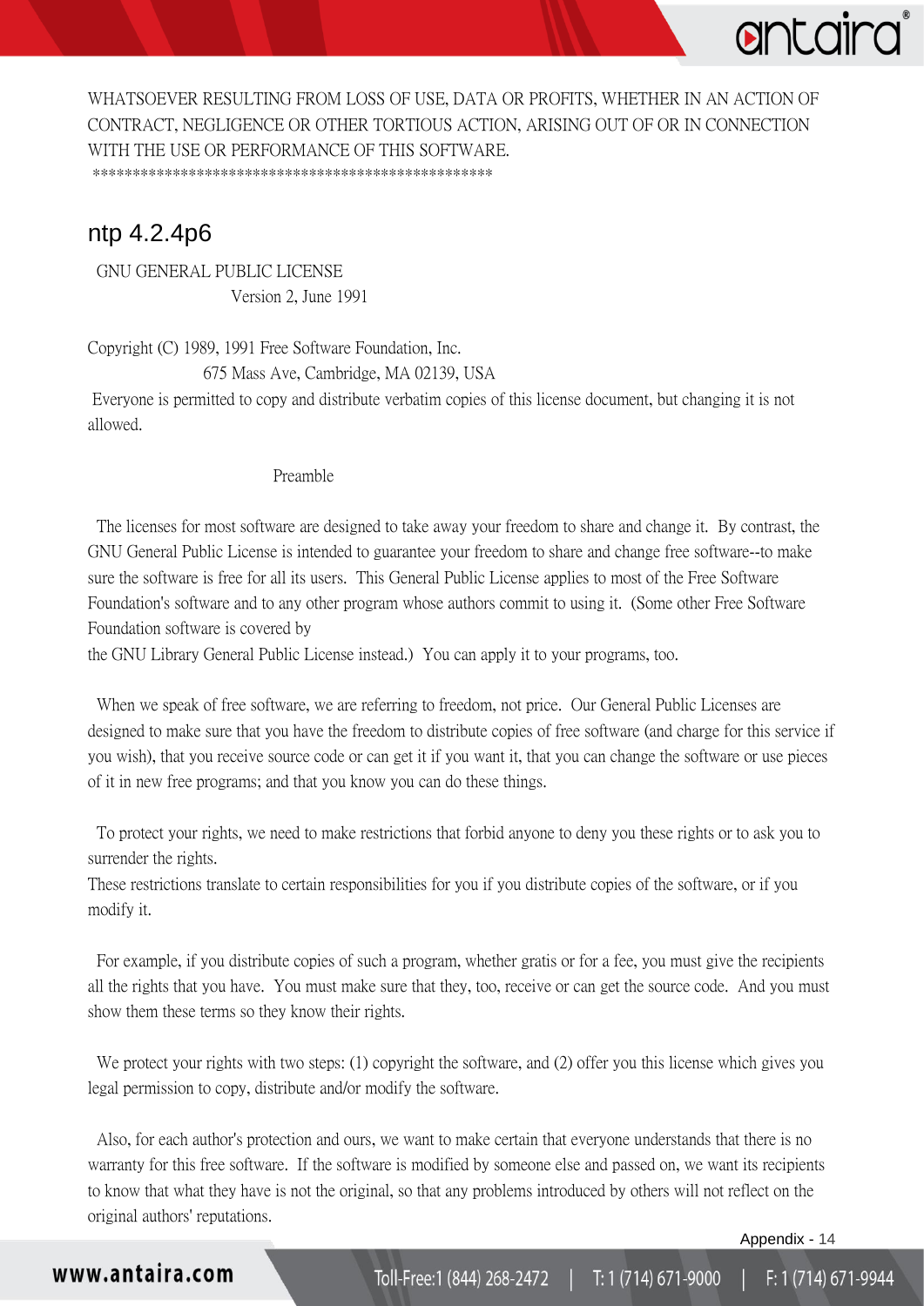WHATSOEVER RESULTING FROM LOSS OF USE, DATA OR PROFITS, WHETHER IN AN ACTION OF CONTRACT, NEGLIGENCE OR OTHER TORTIOUS ACTION, ARISING OUT OF OR IN CONNECTION WITH THE USE OR PERFORMANCE OF THIS SOFTWARE.
****************************************************

## ntp 4.2.4p6

GNU GENERAL PUBLIC LICENSE
Version 2, June 1991

Copyright (C) 1989, 1991 Free Software Foundation, Inc.
675 Mass Ave, Cambridge, MA 02139, USA
Everyone is permitted to copy and distribute verbatim copies of this license document, but changing it is not allowed.

Preamble

The licenses for most software are designed to take away your freedom to share and change it. By contrast, the GNU General Public License is intended to guarantee your freedom to share and change free software--to make sure the software is free for all its users. This General Public License applies to most of the Free Software Foundation's software and to any other program whose authors commit to using it. (Some other Free Software Foundation software is covered by
the GNU Library General Public License instead.) You can apply it to your programs, too.

When we speak of free software, we are referring to freedom, not price. Our General Public Licenses are designed to make sure that you have the freedom to distribute copies of free software (and charge for this service if you wish), that you receive source code or can get it if you want it, that you can change the software or use pieces of it in new free programs; and that you know you can do these things.

To protect your rights, we need to make restrictions that forbid anyone to deny you these rights or to ask you to surrender the rights.
These restrictions translate to certain responsibilities for you if you distribute copies of the software, or if you modify it.

For example, if you distribute copies of such a program, whether gratis or for a fee, you must give the recipients all the rights that you have. You must make sure that they, too, receive or can get the source code. And you must show them these terms so they know their rights.

We protect your rights with two steps: (1) copyright the software, and (2) offer you this license which gives you legal permission to copy, distribute and/or modify the software.

Also, for each author's protection and ours, we want to make certain that everyone understands that there is no warranty for this free software. If the software is modified by someone else and passed on, we want its recipients to know that what they have is not the original, so that any problems introduced by others will not reflect on the original authors' reputations.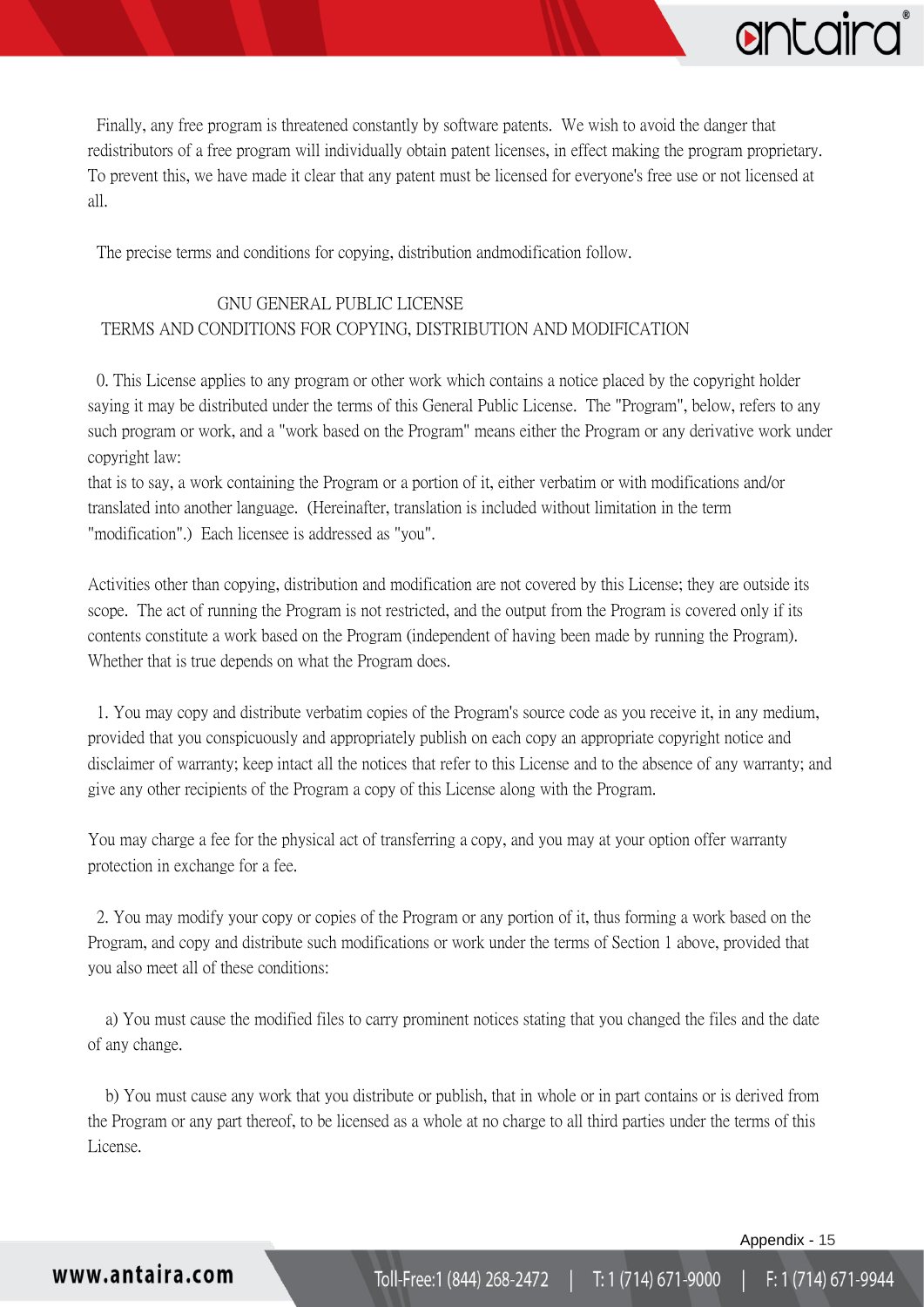Finally, any free program is threatened constantly by software patents. We wish to avoid the danger that redistributors of a free program will individually obtain patent licenses, in effect making the program proprietary. To prevent this, we have made it clear that any patent must be licensed for everyone's free use or not licensed at all.

The precise terms and conditions for copying, distribution andmodification follow.

GNU GENERAL PUBLIC LICENSE
TERMS AND CONDITIONS FOR COPYING, DISTRIBUTION AND MODIFICATION

0. This License applies to any program or other work which contains a notice placed by the copyright holder saying it may be distributed under the terms of this General Public License. The "Program", below, refers to any such program or work, and a "work based on the Program" means either the Program or any derivative work under copyright law:
that is to say, a work containing the Program or a portion of it, either verbatim or with modifications and/or translated into another language. (Hereinafter, translation is included without limitation in the term "modification".) Each licensee is addressed as "you".

Activities other than copying, distribution and modification are not covered by this License; they are outside its scope. The act of running the Program is not restricted, and the output from the Program is covered only if its contents constitute a work based on the Program (independent of having been made by running the Program). Whether that is true depends on what the Program does.

1. You may copy and distribute verbatim copies of the Program's source code as you receive it, in any medium, provided that you conspicuously and appropriately publish on each copy an appropriate copyright notice and disclaimer of warranty; keep intact all the notices that refer to this License and to the absence of any warranty; and give any other recipients of the Program a copy of this License along with the Program.

You may charge a fee for the physical act of transferring a copy, and you may at your option offer warranty protection in exchange for a fee.

2. You may modify your copy or copies of the Program or any portion of it, thus forming a work based on the Program, and copy and distribute such modifications or work under the terms of Section 1 above, provided that you also meet all of these conditions:

a) You must cause the modified files to carry prominent notices stating that you changed the files and the date of any change.

b) You must cause any work that you distribute or publish, that in whole or in part contains or is derived from the Program or any part thereof, to be licensed as a whole at no charge to all third parties under the terms of this License.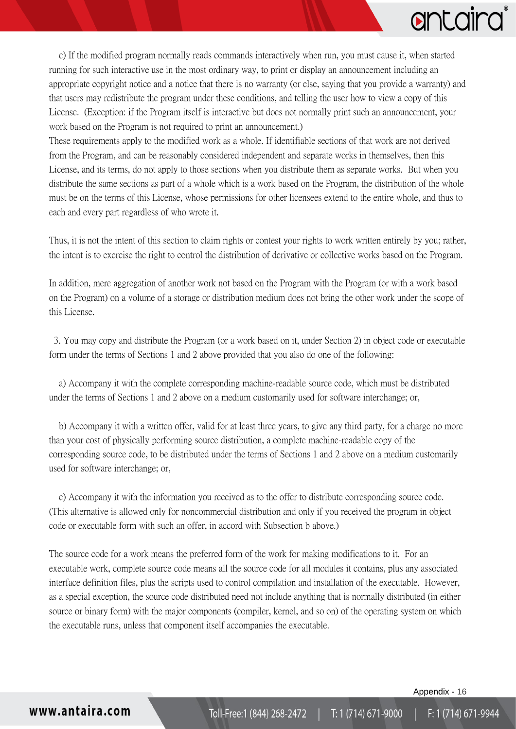c) If the modified program normally reads commands interactively when run, you must cause it, when started running for such interactive use in the most ordinary way, to print or display an announcement including an appropriate copyright notice and a notice that there is no warranty (or else, saying that you provide a warranty) and that users may redistribute the program under these conditions, and telling the user how to view a copy of this License. (Exception: if the Program itself is interactive but does not normally print such an announcement, your work based on the Program is not required to print an announcement.)

These requirements apply to the modified work as a whole. If identifiable sections of that work are not derived from the Program, and can be reasonably considered independent and separate works in themselves, then this License, and its terms, do not apply to those sections when you distribute them as separate works. But when you distribute the same sections as part of a whole which is a work based on the Program, the distribution of the whole must be on the terms of this License, whose permissions for other licensees extend to the entire whole, and thus to each and every part regardless of who wrote it.

Thus, it is not the intent of this section to claim rights or contest your rights to work written entirely by you; rather, the intent is to exercise the right to control the distribution of derivative or collective works based on the Program.

In addition, mere aggregation of another work not based on the Program with the Program (or with a work based on the Program) on a volume of a storage or distribution medium does not bring the other work under the scope of this License.

3. You may copy and distribute the Program (or a work based on it, under Section 2) in object code or executable form under the terms of Sections 1 and 2 above provided that you also do one of the following:

a) Accompany it with the complete corresponding machine-readable source code, which must be distributed under the terms of Sections 1 and 2 above on a medium customarily used for software interchange; or,

b) Accompany it with a written offer, valid for at least three years, to give any third party, for a charge no more than your cost of physically performing source distribution, a complete machine-readable copy of the corresponding source code, to be distributed under the terms of Sections 1 and 2 above on a medium customarily used for software interchange; or,

c) Accompany it with the information you received as to the offer to distribute corresponding source code. (This alternative is allowed only for noncommercial distribution and only if you received the program in object code or executable form with such an offer, in accord with Subsection b above.)

The source code for a work means the preferred form of the work for making modifications to it. For an executable work, complete source code means all the source code for all modules it contains, plus any associated interface definition files, plus the scripts used to control compilation and installation of the executable. However, as a special exception, the source code distributed need not include anything that is normally distributed (in either source or binary form) with the major components (compiler, kernel, and so on) of the operating system on which the executable runs, unless that component itself accompanies the executable.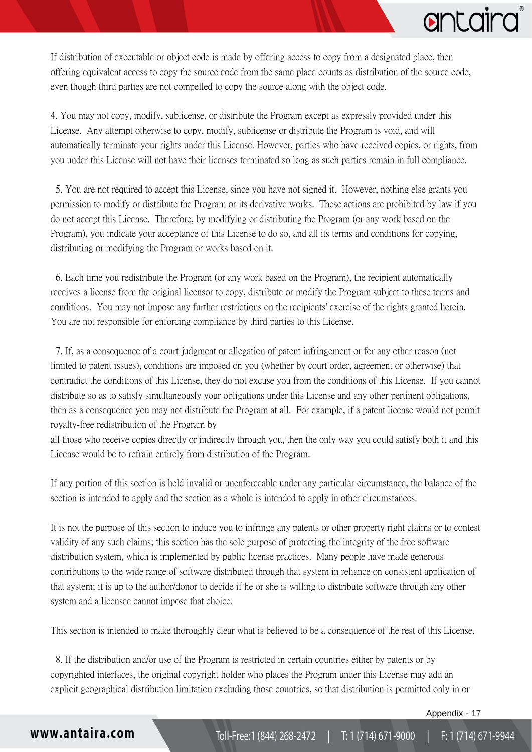If distribution of executable or object code is made by offering access to copy from a designated place, then offering equivalent access to copy the source code from the same place counts as distribution of the source code, even though third parties are not compelled to copy the source along with the object code.

4. You may not copy, modify, sublicense, or distribute the Program except as expressly provided under this License. Any attempt otherwise to copy, modify, sublicense or distribute the Program is void, and will automatically terminate your rights under this License. However, parties who have received copies, or rights, from you under this License will not have their licenses terminated so long as such parties remain in full compliance.

5. You are not required to accept this License, since you have not signed it. However, nothing else grants you permission to modify or distribute the Program or its derivative works. These actions are prohibited by law if you do not accept this License. Therefore, by modifying or distributing the Program (or any work based on the Program), you indicate your acceptance of this License to do so, and all its terms and conditions for copying, distributing or modifying the Program or works based on it.

6. Each time you redistribute the Program (or any work based on the Program), the recipient automatically receives a license from the original licensor to copy, distribute or modify the Program subject to these terms and conditions. You may not impose any further restrictions on the recipients' exercise of the rights granted herein. You are not responsible for enforcing compliance by third parties to this License.

7. If, as a consequence of a court judgment or allegation of patent infringement or for any other reason (not limited to patent issues), conditions are imposed on you (whether by court order, agreement or otherwise) that contradict the conditions of this License, they do not excuse you from the conditions of this License. If you cannot distribute so as to satisfy simultaneously your obligations under this License and any other pertinent obligations, then as a consequence you may not distribute the Program at all. For example, if a patent license would not permit royalty-free redistribution of the Program by
all those who receive copies directly or indirectly through you, then the only way you could satisfy both it and this License would be to refrain entirely from distribution of the Program.

If any portion of this section is held invalid or unenforceable under any particular circumstance, the balance of the section is intended to apply and the section as a whole is intended to apply in other circumstances.

It is not the purpose of this section to induce you to infringe any patents or other property right claims or to contest validity of any such claims; this section has the sole purpose of protecting the integrity of the free software distribution system, which is implemented by public license practices. Many people have made generous contributions to the wide range of software distributed through that system in reliance on consistent application of that system; it is up to the author/donor to decide if he or she is willing to distribute software through any other system and a licensee cannot impose that choice.

This section is intended to make thoroughly clear what is believed to be a consequence of the rest of this License.

8. If the distribution and/or use of the Program is restricted in certain countries either by patents or by copyrighted interfaces, the original copyright holder who places the Program under this License may add an explicit geographical distribution limitation excluding those countries, so that distribution is permitted only in or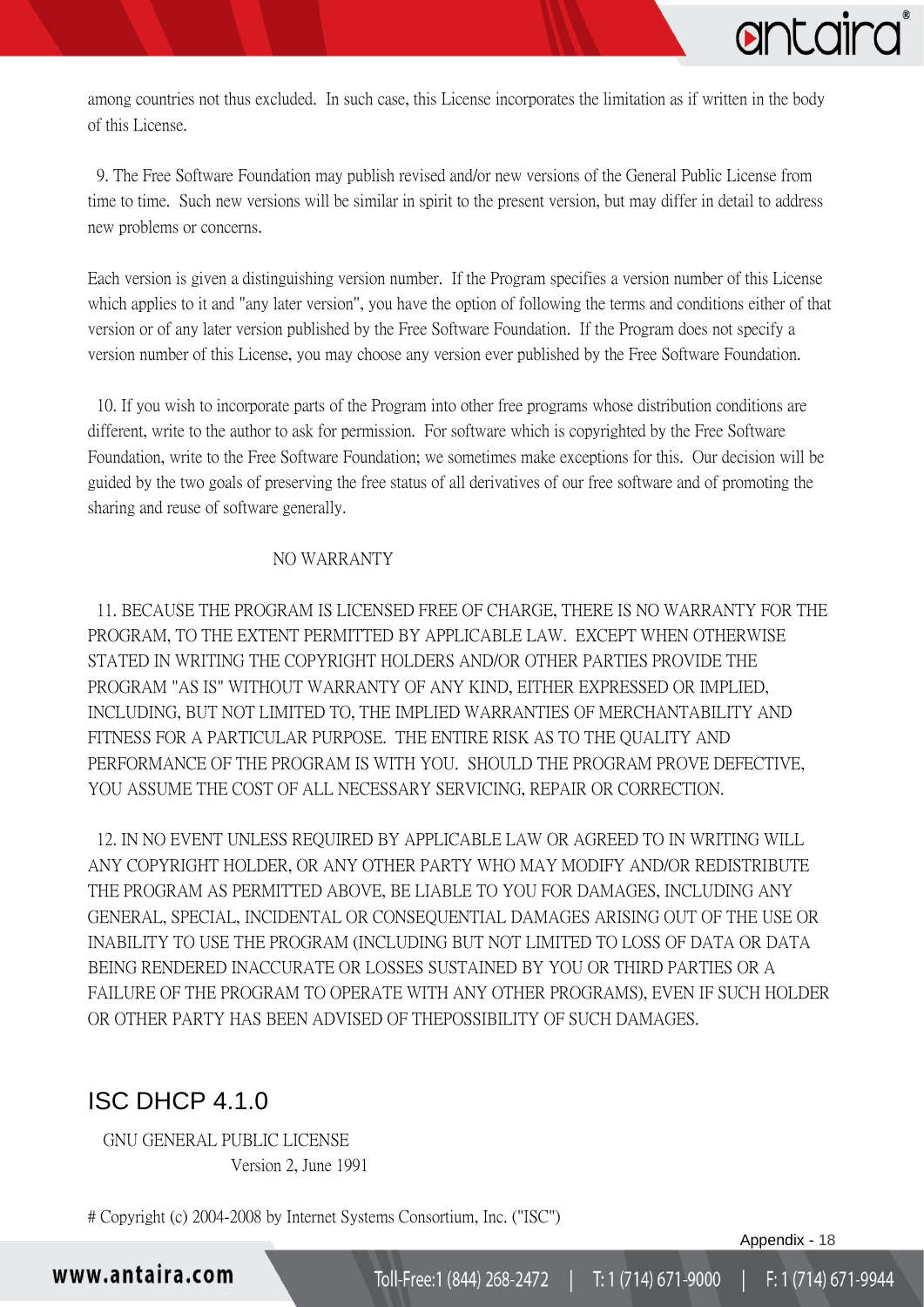among countries not thus excluded. In such case, this License incorporates the limitation as if written in the body of this License.

9. The Free Software Foundation may publish revised and/or new versions of the General Public License from time to time. Such new versions will be similar in spirit to the present version, but may differ in detail to address new problems or concerns.

Each version is given a distinguishing version number. If the Program specifies a version number of this License which applies to it and "any later version", you have the option of following the terms and conditions either of that version or of any later version published by the Free Software Foundation. If the Program does not specify a version number of this License, you may choose any version ever published by the Free Software Foundation.

10. If you wish to incorporate parts of the Program into other free programs whose distribution conditions are different, write to the author to ask for permission. For software which is copyrighted by the Free Software Foundation, write to the Free Software Foundation; we sometimes make exceptions for this. Our decision will be guided by the two goals of preserving the free status of all derivatives of our free software and of promoting the sharing and reuse of software generally.

NO WARRANTY

11. BECAUSE THE PROGRAM IS LICENSED FREE OF CHARGE, THERE IS NO WARRANTY FOR THE PROGRAM, TO THE EXTENT PERMITTED BY APPLICABLE LAW. EXCEPT WHEN OTHERWISE STATED IN WRITING THE COPYRIGHT HOLDERS AND/OR OTHER PARTIES PROVIDE THE PROGRAM "AS IS" WITHOUT WARRANTY OF ANY KIND, EITHER EXPRESSED OR IMPLIED, INCLUDING, BUT NOT LIMITED TO, THE IMPLIED WARRANTIES OF MERCHANTABILITY AND FITNESS FOR A PARTICULAR PURPOSE. THE ENTIRE RISK AS TO THE QUALITY AND PERFORMANCE OF THE PROGRAM IS WITH YOU. SHOULD THE PROGRAM PROVE DEFECTIVE, YOU ASSUME THE COST OF ALL NECESSARY SERVICING, REPAIR OR CORRECTION.

12. IN NO EVENT UNLESS REQUIRED BY APPLICABLE LAW OR AGREED TO IN WRITING WILL ANY COPYRIGHT HOLDER, OR ANY OTHER PARTY WHO MAY MODIFY AND/OR REDISTRIBUTE THE PROGRAM AS PERMITTED ABOVE, BE LIABLE TO YOU FOR DAMAGES, INCLUDING ANY GENERAL, SPECIAL, INCIDENTAL OR CONSEQUENTIAL DAMAGES ARISING OUT OF THE USE OR INABILITY TO USE THE PROGRAM (INCLUDING BUT NOT LIMITED TO LOSS OF DATA OR DATA BEING RENDERED INACCURATE OR LOSSES SUSTAINED BY YOU OR THIRD PARTIES OR A FAILURE OF THE PROGRAM TO OPERATE WITH ANY OTHER PROGRAMS), EVEN IF SUCH HOLDER OR OTHER PARTY HAS BEEN ADVISED OF THEPOSSIBILITY OF SUCH DAMAGES.

## ISC DHCP 4.1.0

GNU GENERAL PUBLIC LICENSE
Version 2, June 1991

# Copyright (c) 2004-2008 by Internet Systems Consortium, Inc. ("ISC")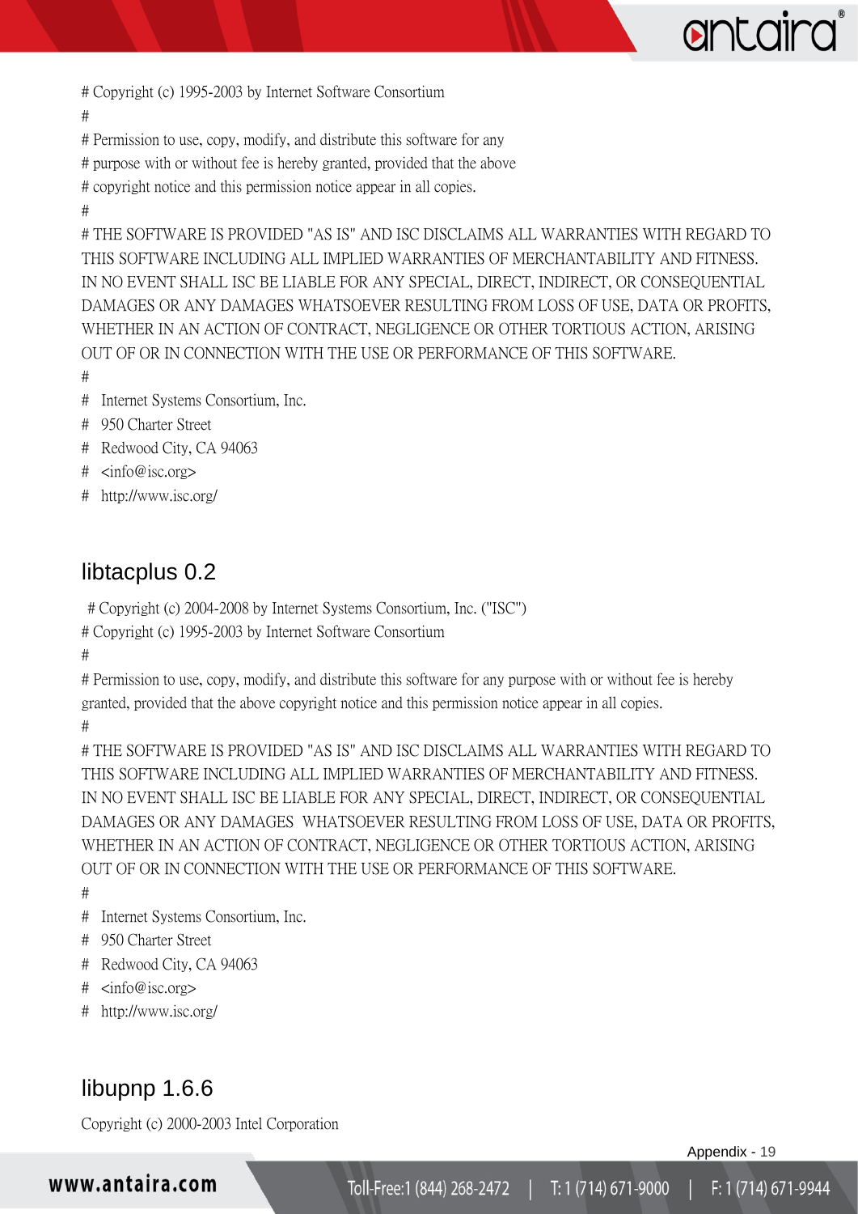# Copyright (c) 1995-2003 by Internet Software Consortium

#

# Permission to use, copy, modify, and distribute this software for any

# purpose with or without fee is hereby granted, provided that the above

# copyright notice and this permission notice appear in all copies.

#

# THE SOFTWARE IS PROVIDED "AS IS" AND ISC DISCLAIMS ALL WARRANTIES WITH REGARD TO THIS SOFTWARE INCLUDING ALL IMPLIED WARRANTIES OF MERCHANTABILITY AND FITNESS. IN NO EVENT SHALL ISC BE LIABLE FOR ANY SPECIAL, DIRECT, INDIRECT, OR CONSEQUENTIAL DAMAGES OR ANY DAMAGES WHATSOEVER RESULTING FROM LOSS OF USE, DATA OR PROFITS, WHETHER IN AN ACTION OF CONTRACT, NEGLIGENCE OR OTHER TORTIOUS ACTION, ARISING OUT OF OR IN CONNECTION WITH THE USE OR PERFORMANCE OF THIS SOFTWARE.

#

# Internet Systems Consortium, Inc.

# 950 Charter Street

# Redwood City, CA 94063

# <info@isc.org>

# http://www.isc.org/

## libtacplus 0.2

# Copyright (c) 2004-2008 by Internet Systems Consortium, Inc. ("ISC")

# Copyright (c) 1995-2003 by Internet Software Consortium

#

# Permission to use, copy, modify, and distribute this software for any purpose with or without fee is hereby granted, provided that the above copyright notice and this permission notice appear in all copies.

#

# THE SOFTWARE IS PROVIDED "AS IS" AND ISC DISCLAIMS ALL WARRANTIES WITH REGARD TO THIS SOFTWARE INCLUDING ALL IMPLIED WARRANTIES OF MERCHANTABILITY AND FITNESS. IN NO EVENT SHALL ISC BE LIABLE FOR ANY SPECIAL, DIRECT, INDIRECT, OR CONSEQUENTIAL DAMAGES OR ANY DAMAGES WHATSOEVER RESULTING FROM LOSS OF USE, DATA OR PROFITS, WHETHER IN AN ACTION OF CONTRACT, NEGLIGENCE OR OTHER TORTIOUS ACTION, ARISING OUT OF OR IN CONNECTION WITH THE USE OR PERFORMANCE OF THIS SOFTWARE.

#

# Internet Systems Consortium, Inc.

# 950 Charter Street

# Redwood City, CA 94063

# <info@isc.org>

# http://www.isc.org/

## libupnp 1.6.6

Copyright (c) 2000-2003 Intel Corporation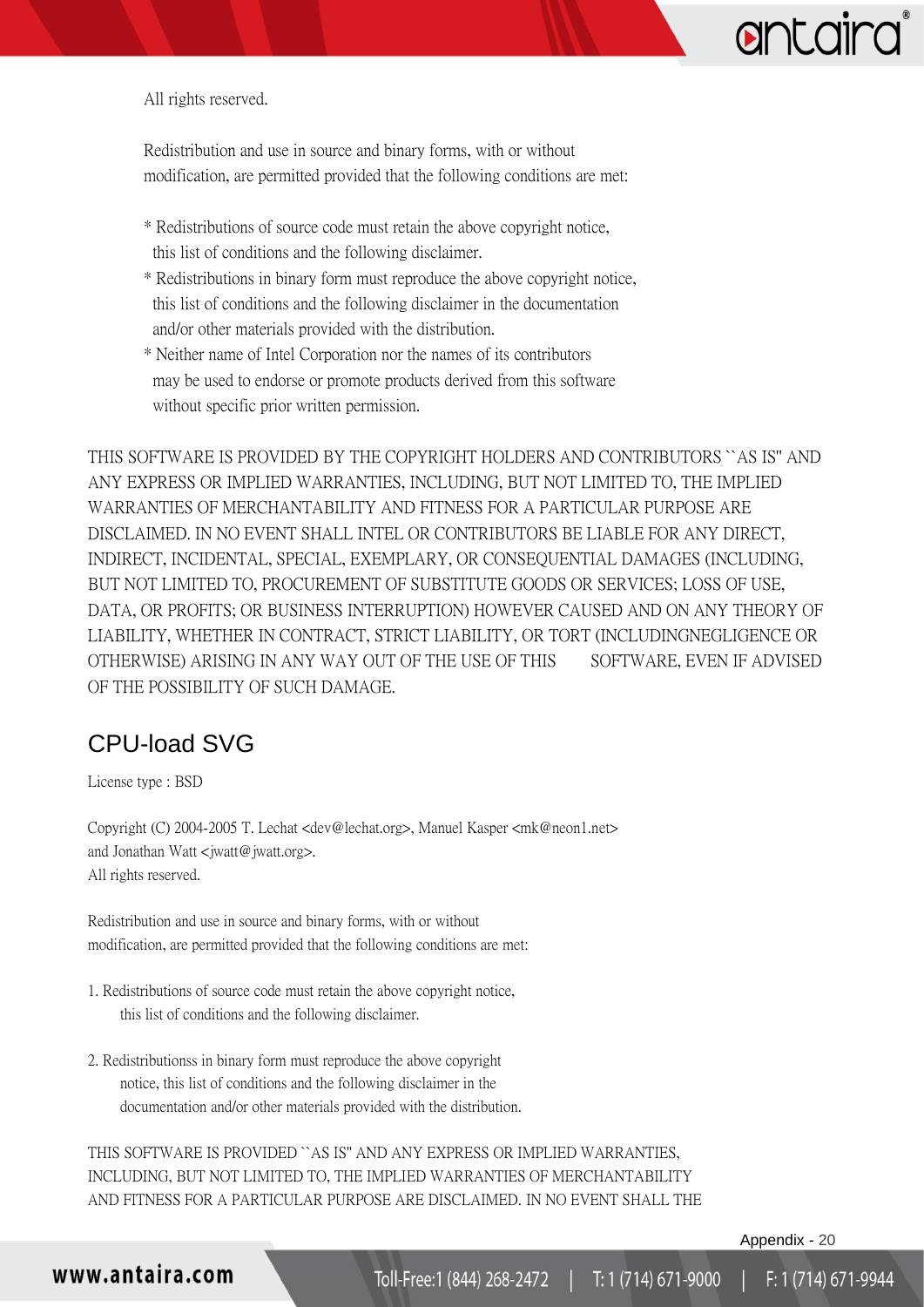All rights reserved.

Redistribution and use in source and binary forms, with or without modification, are permitted provided that the following conditions are met:

* Redistributions of source code must retain the above copyright notice, this list of conditions and the following disclaimer.
* Redistributions in binary form must reproduce the above copyright notice, this list of conditions and the following disclaimer in the documentation and/or other materials provided with the distribution.
* Neither name of Intel Corporation nor the names of its contributors may be used to endorse or promote products derived from this software without specific prior written permission.

THIS SOFTWARE IS PROVIDED BY THE COPYRIGHT HOLDERS AND CONTRIBUTORS ``AS IS'' AND ANY EXPRESS OR IMPLIED WARRANTIES, INCLUDING, BUT NOT LIMITED TO, THE IMPLIED WARRANTIES OF MERCHANTABILITY AND FITNESS FOR A PARTICULAR PURPOSE ARE DISCLAIMED. IN NO EVENT SHALL INTEL OR CONTRIBUTORS BE LIABLE FOR ANY DIRECT, INDIRECT, INCIDENTAL, SPECIAL, EXEMPLARY, OR CONSEQUENTIAL DAMAGES (INCLUDING, BUT NOT LIMITED TO, PROCUREMENT OF SUBSTITUTE GOODS OR SERVICES; LOSS OF USE, DATA, OR PROFITS; OR BUSINESS INTERRUPTION) HOWEVER CAUSED AND ON ANY THEORY OF LIABILITY, WHETHER IN CONTRACT, STRICT LIABILITY, OR TORT (INCLUDINGNEGLIGENCE OR OTHERWISE) ARISING IN ANY WAY OUT OF THE USE OF THIS SOFTWARE, EVEN IF ADVISED OF THE POSSIBILITY OF SUCH DAMAGE.

## CPU-load SVG

License type : BSD

Copyright (C) 2004-2005 T. Lechat <dev@lechat.org>, Manuel Kasper <mk@neon1.net> and Jonathan Watt <jwatt@jwatt.org>.
All rights reserved.

Redistribution and use in source and binary forms, with or without modification, are permitted provided that the following conditions are met:

1. Redistributions of source code must retain the above copyright notice, this list of conditions and the following disclaimer.

2. Redistributionss in binary form must reproduce the above copyright notice, this list of conditions and the following disclaimer in the documentation and/or other materials provided with the distribution.

THIS SOFTWARE IS PROVIDED ``AS IS'' AND ANY EXPRESS OR IMPLIED WARRANTIES, INCLUDING, BUT NOT LIMITED TO, THE IMPLIED WARRANTIES OF MERCHANTABILITY AND FITNESS FOR A PARTICULAR PURPOSE ARE DISCLAIMED. IN NO EVENT SHALL THE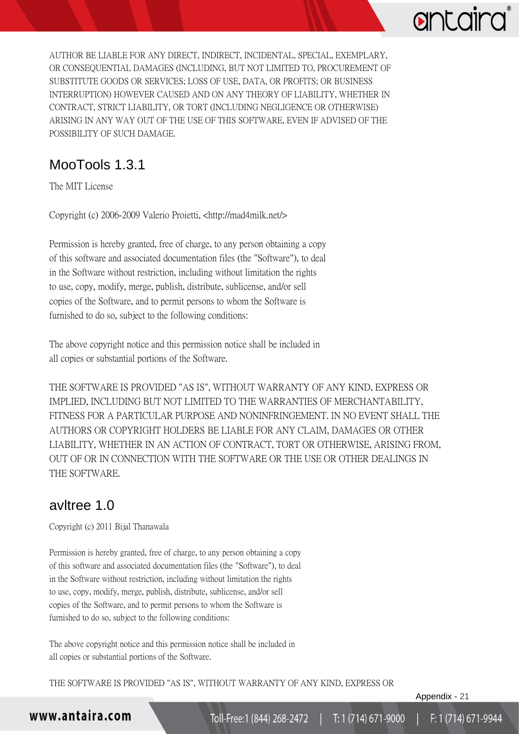AUTHOR BE LIABLE FOR ANY DIRECT, INDIRECT, INCIDENTAL, SPECIAL, EXEMPLARY, OR CONSEQUENTIAL DAMAGES (INCLUDING, BUT NOT LIMITED TO, PROCUREMENT OF SUBSTITUTE GOODS OR SERVICES; LOSS OF USE, DATA, OR PROFITS; OR BUSINESS INTERRUPTION) HOWEVER CAUSED AND ON ANY THEORY OF LIABILITY, WHETHER IN CONTRACT, STRICT LIABILITY, OR TORT (INCLUDING NEGLIGENCE OR OTHERWISE) ARISING IN ANY WAY OUT OF THE USE OF THIS SOFTWARE, EVEN IF ADVISED OF THE POSSIBILITY OF SUCH DAMAGE.

## MooTools 1.3.1

The MIT License

Copyright (c) 2006-2009 Valerio Proietti, <http://mad4milk.net/>

Permission is hereby granted, free of charge, to any person obtaining a copy of this software and associated documentation files (the "Software"), to deal in the Software without restriction, including without limitation the rights to use, copy, modify, merge, publish, distribute, sublicense, and/or sell copies of the Software, and to permit persons to whom the Software is furnished to do so, subject to the following conditions:

The above copyright notice and this permission notice shall be included in all copies or substantial portions of the Software.

THE SOFTWARE IS PROVIDED "AS IS", WITHOUT WARRANTY OF ANY KIND, EXPRESS OR IMPLIED, INCLUDING BUT NOT LIMITED TO THE WARRANTIES OF MERCHANTABILITY, FITNESS FOR A PARTICULAR PURPOSE AND NONINFRINGEMENT. IN NO EVENT SHALL THE AUTHORS OR COPYRIGHT HOLDERS BE LIABLE FOR ANY CLAIM, DAMAGES OR OTHER LIABILITY, WHETHER IN AN ACTION OF CONTRACT, TORT OR OTHERWISE, ARISING FROM, OUT OF OR IN CONNECTION WITH THE SOFTWARE OR THE USE OR OTHER DEALINGS IN THE SOFTWARE.

## avltree 1.0

Copyright (c) 2011 Bijal Thanawala

Permission is hereby granted, free of charge, to any person obtaining a copy of this software and associated documentation files (the "Software"), to deal in the Software without restriction, including without limitation the rights to use, copy, modify, merge, publish, distribute, sublicense, and/or sell copies of the Software, and to permit persons to whom the Software is furnished to do so, subject to the following conditions:

The above copyright notice and this permission notice shall be included in all copies or substantial portions of the Software.

THE SOFTWARE IS PROVIDED "AS IS", WITHOUT WARRANTY OF ANY KIND, EXPRESS OR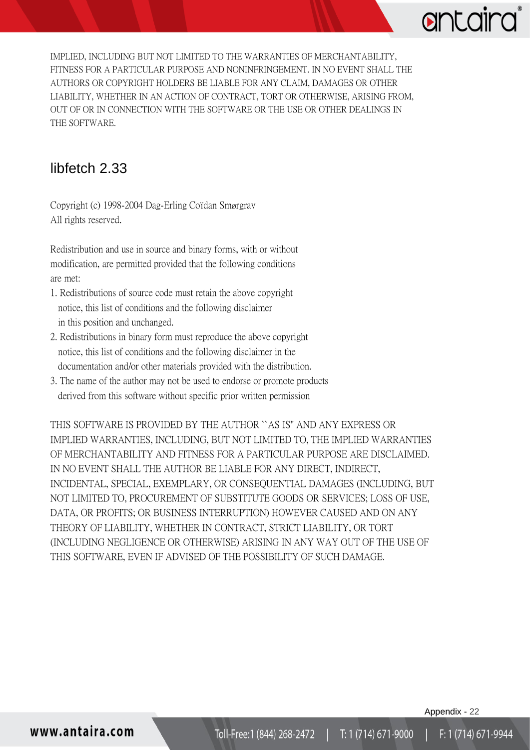IMPLIED, INCLUDING BUT NOT LIMITED TO THE WARRANTIES OF MERCHANTABILITY, FITNESS FOR A PARTICULAR PURPOSE AND NONINFRINGEMENT. IN NO EVENT SHALL THE AUTHORS OR COPYRIGHT HOLDERS BE LIABLE FOR ANY CLAIM, DAMAGES OR OTHER LIABILITY, WHETHER IN AN ACTION OF CONTRACT, TORT OR OTHERWISE, ARISING FROM, OUT OF OR IN CONNECTION WITH THE SOFTWARE OR THE USE OR OTHER DEALINGS IN THE SOFTWARE.

## libfetch 2.33

Copyright (c) 1998-2004 Dag-Erling Coïdan Smørgrav
All rights reserved.

Redistribution and use in source and binary forms, with or without modification, are permitted provided that the following conditions are met:

1. Redistributions of source code must retain the above copyright notice, this list of conditions and the following disclaimer in this position and unchanged.
2. Redistributions in binary form must reproduce the above copyright notice, this list of conditions and the following disclaimer in the documentation and/or other materials provided with the distribution.
3. The name of the author may not be used to endorse or promote products derived from this software without specific prior written permission

THIS SOFTWARE IS PROVIDED BY THE AUTHOR ``AS IS'' AND ANY EXPRESS OR IMPLIED WARRANTIES, INCLUDING, BUT NOT LIMITED TO, THE IMPLIED WARRANTIES OF MERCHANTABILITY AND FITNESS FOR A PARTICULAR PURPOSE ARE DISCLAIMED. IN NO EVENT SHALL THE AUTHOR BE LIABLE FOR ANY DIRECT, INDIRECT, INCIDENTAL, SPECIAL, EXEMPLARY, OR CONSEQUENTIAL DAMAGES (INCLUDING, BUT NOT LIMITED TO, PROCUREMENT OF SUBSTITUTE GOODS OR SERVICES; LOSS OF USE, DATA, OR PROFITS; OR BUSINESS INTERRUPTION) HOWEVER CAUSED AND ON ANY THEORY OF LIABILITY, WHETHER IN CONTRACT, STRICT LIABILITY, OR TORT (INCLUDING NEGLIGENCE OR OTHERWISE) ARISING IN ANY WAY OUT OF THE USE OF THIS SOFTWARE, EVEN IF ADVISED OF THE POSSIBILITY OF SUCH DAMAGE.